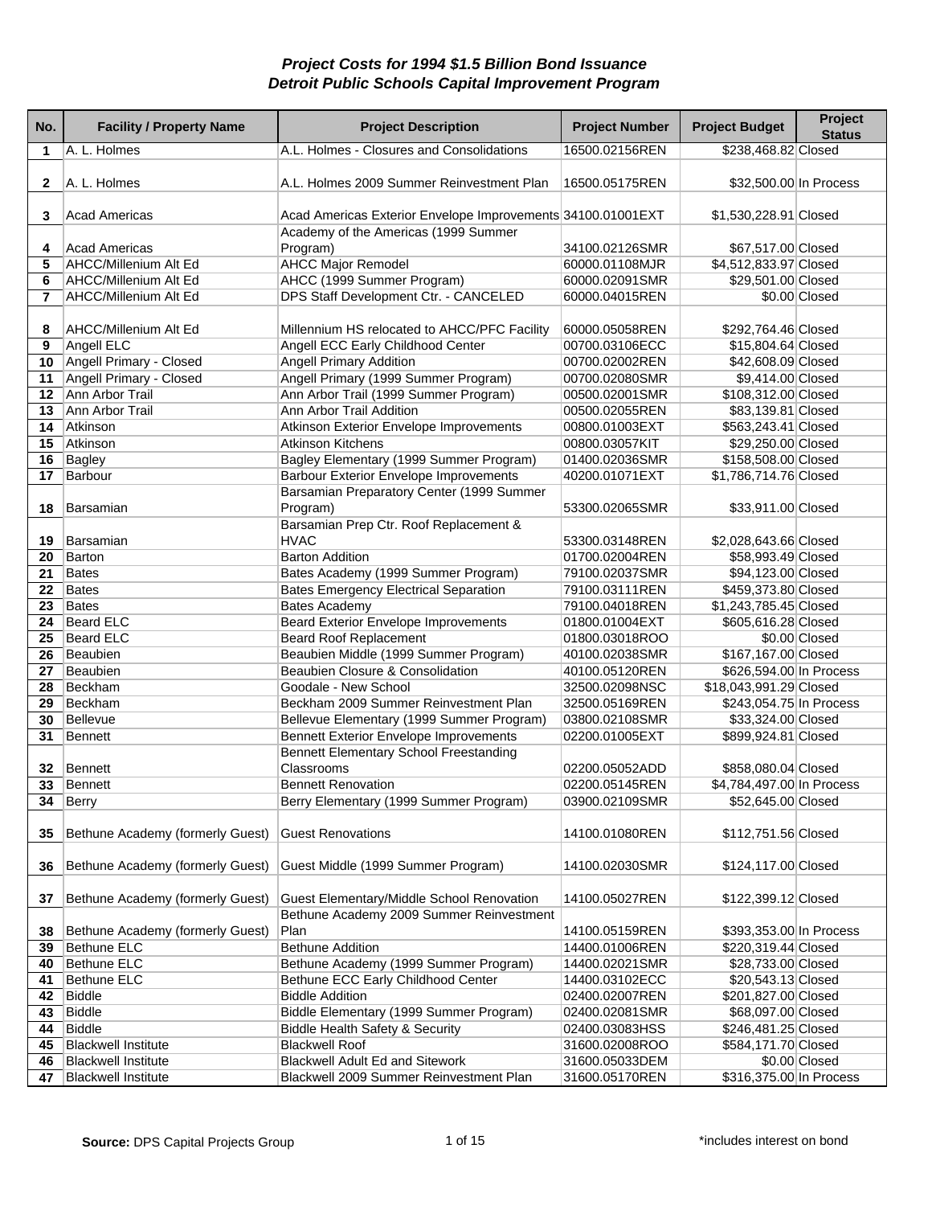***Project Costs for 1994 $1.5 Billion Bond Issuance***
***Detroit Public Schools Capital Improvement Program***

| No. | Facility / Property Name | Project Description | Project Number | Project Budget | Project Status |
|---|---|---|---|---|---|
| 1 | A. L. Holmes | A.L. Holmes - Closures and Consolidations | 16500.02156REN | $238,468.82 | Closed |
| 2 | A. L. Holmes | A.L. Holmes 2009 Summer Reinvestment Plan | 16500.05175REN | $32,500.00 | In Process |
| 3 | Acad Americas | Acad Americas Exterior Envelope Improvements | 34100.01001EXT | $1,530,228.91 | Closed |
| 4 | Acad Americas | Academy of the Americas (1999 Summer Program) | 34100.02126SMR | $67,517.00 | Closed |
| 5 | AHCC/Millenium Alt Ed | AHCC Major Remodel | 60000.01108MJR | $4,512,833.97 | Closed |
| 6 | AHCC/Millenium Alt Ed | AHCC (1999 Summer Program) | 60000.02091SMR | $29,501.00 | Closed |
| 7 | AHCC/Millenium Alt Ed | DPS Staff Development Ctr. - CANCELED | 60000.04015REN | $0.00 | Closed |
| 8 | AHCC/Millenium Alt Ed | Millennium HS relocated to AHCC/PFC Facility | 60000.05058REN | $292,764.46 | Closed |
| 9 | Angell ELC | Angell ECC Early Childhood Center | 00700.03106ECC | $15,804.64 | Closed |
| 10 | Angell Primary - Closed | Angell Primary Addition | 00700.02002REN | $42,608.09 | Closed |
| 11 | Angell Primary - Closed | Angell Primary (1999 Summer Program) | 00700.02080SMR | $9,414.00 | Closed |
| 12 | Ann Arbor Trail | Ann Arbor Trail (1999 Summer Program) | 00500.02001SMR | $108,312.00 | Closed |
| 13 | Ann Arbor Trail | Ann Arbor Trail Addition | 00500.02055REN | $83,139.81 | Closed |
| 14 | Atkinson | Atkinson Exterior Envelope Improvements | 00800.01003EXT | $563,243.41 | Closed |
| 15 | Atkinson | Atkinson Kitchens | 00800.03057KIT | $29,250.00 | Closed |
| 16 | Bagley | Bagley Elementary (1999 Summer Program) | 01400.02036SMR | $158,508.00 | Closed |
| 17 | Barbour | Barbour Exterior Envelope Improvements | 40200.01071EXT | $1,786,714.76 | Closed |
| 18 | Barsamian | Barsamian Preparatory Center (1999 Summer Program) | 53300.02065SMR | $33,911.00 | Closed |
| 19 | Barsamian | Barsamian Prep Ctr. Roof Replacement & HVAC | 53300.03148REN | $2,028,643.66 | Closed |
| 20 | Barton | Barton Addition | 01700.02004REN | $58,993.49 | Closed |
| 21 | Bates | Bates Academy (1999 Summer Program) | 79100.02037SMR | $94,123.00 | Closed |
| 22 | Bates | Bates Emergency Electrical Separation | 79100.03111REN | $459,373.80 | Closed |
| 23 | Bates | Bates Academy | 79100.04018REN | $1,243,785.45 | Closed |
| 24 | Beard ELC | Beard Exterior Envelope Improvements | 01800.01004EXT | $605,616.28 | Closed |
| 25 | Beard ELC | Beard Roof Replacement | 01800.03018ROO | $0.00 | Closed |
| 26 | Beaubien | Beaubien Middle (1999 Summer Program) | 40100.02038SMR | $167,167.00 | Closed |
| 27 | Beaubien | Beaubien Closure & Consolidation | 40100.05120REN | $626,594.00 | In Process |
| 28 | Beckham | Goodale - New School | 32500.02098NSC | $18,043,991.29 | Closed |
| 29 | Beckham | Beckham 2009 Summer Reinvestment Plan | 32500.05169REN | $243,054.75 | In Process |
| 30 | Bellevue | Bellevue Elementary (1999 Summer Program) | 03800.02108SMR | $33,324.00 | Closed |
| 31 | Bennett | Bennett Exterior Envelope Improvements | 02200.01005EXT | $899,924.81 | Closed |
| 32 | Bennett | Bennett Elementary School Freestanding Classrooms | 02200.05052ADD | $858,080.04 | Closed |
| 33 | Bennett | Bennett Renovation | 02200.05145REN | $4,784,497.00 | In Process |
| 34 | Berry | Berry Elementary (1999 Summer Program) | 03900.02109SMR | $52,645.00 | Closed |
| 35 | Bethune Academy (formerly Guest) | Guest Renovations | 14100.01080REN | $112,751.56 | Closed |
| 36 | Bethune Academy (formerly Guest) | Guest Middle (1999 Summer Program) | 14100.02030SMR | $124,117.00 | Closed |
| 37 | Bethune Academy (formerly Guest) | Guest Elementary/Middle School Renovation | 14100.05027REN | $122,399.12 | Closed |
| 38 | Bethune Academy (formerly Guest) | Bethune Academy 2009 Summer Reinvestment Plan | 14100.05159REN | $393,353.00 | In Process |
| 39 | Bethune ELC | Bethune Addition | 14400.01006REN | $220,319.44 | Closed |
| 40 | Bethune ELC | Bethune Academy (1999 Summer Program) | 14400.02021SMR | $28,733.00 | Closed |
| 41 | Bethune ELC | Bethune ECC Early Childhood Center | 14400.03102ECC | $20,543.13 | Closed |
| 42 | Biddle | Biddle Addition | 02400.02007REN | $201,827.00 | Closed |
| 43 | Biddle | Biddle Elementary (1999 Summer Program) | 02400.02081SMR | $68,097.00 | Closed |
| 44 | Biddle | Biddle Health Safety & Security | 02400.03083HSS | $246,481.25 | Closed |
| 45 | Blackwell Institute | Blackwell Roof | 31600.02008ROO | $584,171.70 | Closed |
| 46 | Blackwell Institute | Blackwell Adult Ed and Sitework | 31600.05033DEM | $0.00 | Closed |
| 47 | Blackwell Institute | Blackwell 2009 Summer Reinvestment Plan | 31600.05170REN | $316,375.00 | In Process |

**Source:** DPS Capital Projects Group

*includes interest on bond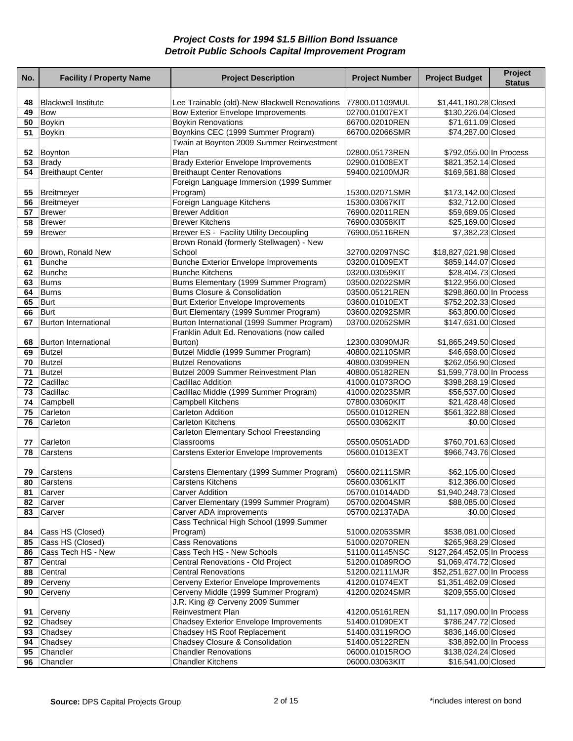# *Project Costs for 1994 $1.5 Billion Bond Issuance*
# *Detroit Public Schools Capital Improvement Program*

| No. | Facility / Property Name | Project Description | Project Number | Project Budget | Project Status |
|---|---|---|---|---|---|
| 48 | Blackwell Institute | Lee Trainable (old)-New Blackwell Renovations | 77800.01109MUL | $1,441,180.28 | Closed |
| 49 | Bow | Bow Exterior Envelope Improvements | 02700.01007EXT | $130,226.04 | Closed |
| 50 | Boykin | Boykin Renovations | 66700.02010REN | $71,611.09 | Closed |
| 51 | Boykin | Boynkins CEC (1999 Summer Program) | 66700.02066SMR | $74,287.00 | Closed |
| 52 | Boynton | Twain at Boynton 2009 Summer Reinvestment Plan | 02800.05173REN | $792,055.00 | In Process |
| 53 | Brady | Brady Exterior Envelope Improvements | 02900.01008EXT | $821,352.14 | Closed |
| 54 | Breithaupt Center | Breithaupt Center Renovations | 59400.02100MJR | $169,581.88 | Closed |
| 55 | Breitmeyer | Foreign Language Immersion (1999 Summer Program) | 15300.02071SMR | $173,142.00 | Closed |
| 56 | Breitmeyer | Foreign Language Kitchens | 15300.03067KIT | $32,712.00 | Closed |
| 57 | Brewer | Brewer Addition | 76900.02011REN | $59,689.05 | Closed |
| 58 | Brewer | Brewer Kitchens | 76900.03058KIT | $25,169.00 | Closed |
| 59 | Brewer | Brewer ES - Facility Utility Decoupling | 76900.05116REN | $7,382.23 | Closed |
| 60 | Brown, Ronald New | Brown Ronald (formerly Stellwagen) - New School | 32700.02097NSC | $18,827,021.98 | Closed |
| 61 | Bunche | Bunche Exterior Envelope Improvements | 03200.01009EXT | $859,144.07 | Closed |
| 62 | Bunche | Bunche Kitchens | 03200.03059KIT | $28,404.73 | Closed |
| 63 | Burns | Burns Elementary (1999 Summer Program) | 03500.02022SMR | $122,956.00 | Closed |
| 64 | Burns | Burns Closure & Consolidation | 03500.05121REN | $298,860.00 | In Process |
| 65 | Burt | Burt Exterior Envelope Improvements | 03600.01010EXT | $752,202.33 | Closed |
| 66 | Burt | Burt Elementary (1999 Summer Program) | 03600.02092SMR | $63,800.00 | Closed |
| 67 | Burton International | Burton International (1999 Summer Program) | 03700.02052SMR | $147,631.00 | Closed |
| 68 | Burton International | Franklin Adult Ed. Renovations (now called Burton) | 12300.03090MJR | $1,865,249.50 | Closed |
| 69 | Butzel | Butzel Middle (1999 Summer Program) | 40800.02110SMR | $46,698.00 | Closed |
| 70 | Butzel | Butzel Renovations | 40800.03099REN | $262,056.90 | Closed |
| 71 | Butzel | Butzel 2009 Summer Reinvestment Plan | 40800.05182REN | $1,599,778.00 | In Process |
| 72 | Cadillac | Cadillac Addition | 41000.01073ROO | $398,288.19 | Closed |
| 73 | Cadillac | Cadillac Middle (1999 Summer Program) | 41000.02023SMR | $56,537.00 | Closed |
| 74 | Campbell | Campbell Kitchens | 07800.03060KIT | $21,428.48 | Closed |
| 75 | Carleton | Carleton Addition | 05500.01012REN | $561,322.88 | Closed |
| 76 | Carleton | Carleton Kitchens | 05500.03062KIT | $0.00 | Closed |
| 77 | Carleton | Carleton Elementary School Freestanding Classrooms | 05500.05051ADD | $760,701.63 | Closed |
| 78 | Carstens | Carstens Exterior Envelope Improvements | 05600.01013EXT | $966,743.76 | Closed |
| 79 | Carstens | Carstens Elementary (1999 Summer Program) | 05600.02111SMR | $62,105.00 | Closed |
| 80 | Carstens | Carstens Kitchens | 05600.03061KIT | $12,386.00 | Closed |
| 81 | Carver | Carver Addition | 05700.01014ADD | $1,940,248.73 | Closed |
| 82 | Carver | Carver Elementary (1999 Summer Program) | 05700.02004SMR | $88,085.00 | Closed |
| 83 | Carver | Carver ADA improvements | 05700.02137ADA | $0.00 | Closed |
| 84 | Cass HS (Closed) | Cass Technical High School (1999 Summer Program) | 51000.02053SMR | $538,081.00 | Closed |
| 85 | Cass HS (Closed) | Cass Renovations | 51000.02070REN | $265,968.29 | Closed |
| 86 | Cass Tech HS - New | Cass Tech HS - New Schools | 51100.01145NSC | $127,264,452.05 | In Process |
| 87 | Central | Central Renovations - Old Project | 51200.01089ROO | $1,069,474.72 | Closed |
| 88 | Central | Central Renovations | 51200.02111MJR | $52,251,627.00 | In Process |
| 89 | Cerveny | Cerveny Exterior Envelope Improvements | 41200.01074EXT | $1,351,482.09 | Closed |
| 90 | Cerveny | Cerveny Middle (1999 Summer Program) | 41200.02024SMR | $209,555.00 | Closed |
| 91 | Cerveny | J.R. King @ Cerveny 2009 Summer Reinvestment Plan | 41200.05161REN | $1,117,090.00 | In Process |
| 92 | Chadsey | Chadsey Exterior Envelope Improvements | 51400.01090EXT | $786,247.72 | Closed |
| 93 | Chadsey | Chadsey HS Roof Replacement | 51400.03119ROO | $836,146.00 | Closed |
| 94 | Chadsey | Chadsey Closure & Consolidation | 51400.05122REN | $38,892.00 | In Process |
| 95 | Chandler | Chandler Renovations | 06000.01015ROO | $138,024.24 | Closed |
| 96 | Chandler | Chandler Kitchens | 06000.03063KIT | $16,541.00 | Closed |

**Source:** DPS Capital Projects Group

*includes interest on bond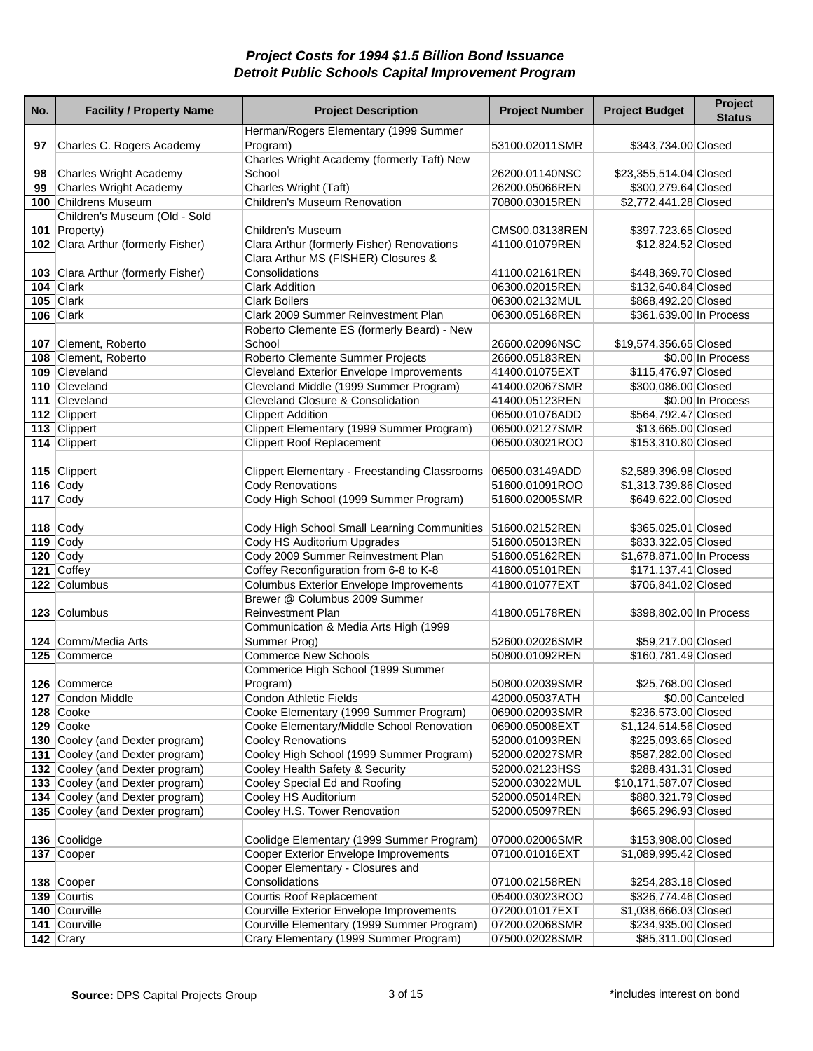## *Project Costs for 1994 $1.5 Billion Bond Issuance*
## *Detroit Public Schools Capital Improvement Program*

| No. | Facility / Property Name | Project Description | Project Number | Project Budget | Project Status |
|---|---|---|---|---|---|
| 97 | Charles C. Rogers Academy | Herman/Rogers Elementary (1999 Summer Program) | 53100.02011SMR | $343,734.00 | Closed |
| 98 | Charles Wright Academy | Charles Wright Academy (formerly Taft) New School | 26200.01140NSC | $23,355,514.04 | Closed |
| 99 | Charles Wright Academy | Charles Wright (Taft) | 26200.05066REN | $300,279.64 | Closed |
| 100 | Childrens Museum | Children's Museum Renovation | 70800.03015REN | $2,772,441.28 | Closed |
| 101 | Children's Museum (Old - Sold Property) | Children's Museum | CMS00.03138REN | $397,723.65 | Closed |
| 102 | Clara Arthur (formerly Fisher) | Clara Arthur (formerly Fisher) Renovations | 41100.01079REN | $12,824.52 | Closed |
| 103 | Clara Arthur (formerly Fisher) | Clara Arthur MS (FISHER) Closures & Consolidations | 41100.02161REN | $448,369.70 | Closed |
| 104 | Clark | Clark Addition | 06300.02015REN | $132,640.84 | Closed |
| 105 | Clark | Clark Boilers | 06300.02132MUL | $868,492.20 | Closed |
| 106 | Clark | Clark 2009 Summer Reinvestment Plan | 06300.05168REN | $361,639.00 | In Process |
| 107 | Clement, Roberto | Roberto Clemente ES (formerly Beard) - New School | 26600.02096NSC | $19,574,356.65 | Closed |
| 108 | Clement, Roberto | Roberto Clemente Summer Projects | 26600.05183REN | $0.00 | In Process |
| 109 | Cleveland | Cleveland Exterior Envelope Improvements | 41400.01075EXT | $115,476.97 | Closed |
| 110 | Cleveland | Cleveland Middle (1999 Summer Program) | 41400.02067SMR | $300,086.00 | Closed |
| 111 | Cleveland | Cleveland Closure & Consolidation | 41400.05123REN | $0.00 | In Process |
| 112 | Clippert | Clippert Addition | 06500.01076ADD | $564,792.47 | Closed |
| 113 | Clippert | Clippert Elementary (1999 Summer Program) | 06500.02127SMR | $13,665.00 | Closed |
| 114 | Clippert | Clippert Roof Replacement | 06500.03021ROO | $153,310.80 | Closed |
| 115 | Clippert | Clippert Elementary - Freestanding Classrooms | 06500.03149ADD | $2,589,396.98 | Closed |
| 116 | Cody | Cody Renovations | 51600.01091ROO | $1,313,739.86 | Closed |
| 117 | Cody | Cody High School (1999 Summer Program) | 51600.02005SMR | $649,622.00 | Closed |
| 118 | Cody | Cody High School Small Learning Communities | 51600.02152REN | $365,025.01 | Closed |
| 119 | Cody | Cody HS Auditorium Upgrades | 51600.05013REN | $833,322.05 | Closed |
| 120 | Cody | Cody 2009 Summer Reinvestment Plan | 51600.05162REN | $1,678,871.00 | In Process |
| 121 | Coffey | Coffey Reconfiguration from 6-8 to K-8 | 41600.05101REN | $171,137.41 | Closed |
| 122 | Columbus | Columbus Exterior Envelope Improvements | 41800.01077EXT | $706,841.02 | Closed |
| 123 | Columbus | Brewer @ Columbus 2009 Summer Reinvestment Plan | 41800.05178REN | $398,802.00 | In Process |
| 124 | Comm/Media Arts | Communication & Media Arts High (1999 Summer Prog) | 52600.02026SMR | $59,217.00 | Closed |
| 125 | Commerce | Commerce New Schools | 50800.01092REN | $160,781.49 | Closed |
| 126 | Commerce | Commerice High School (1999 Summer Program) | 50800.02039SMR | $25,768.00 | Closed |
| 127 | Condon Middle | Condon Athletic Fields | 42000.05037ATH | $0.00 | Canceled |
| 128 | Cooke | Cooke Elementary (1999 Summer Program) | 06900.02093SMR | $236,573.00 | Closed |
| 129 | Cooke | Cooke Elementary/Middle School Renovation | 06900.05008EXT | $1,124,514.56 | Closed |
| 130 | Cooley (and Dexter program) | Cooley Renovations | 52000.01093REN | $225,093.65 | Closed |
| 131 | Cooley (and Dexter program) | Cooley High School (1999 Summer Program) | 52000.02027SMR | $587,282.00 | Closed |
| 132 | Cooley (and Dexter program) | Cooley Health Safety & Security | 52000.02123HSS | $288,431.31 | Closed |
| 133 | Cooley (and Dexter program) | Cooley Special Ed and Roofing | 52000.03022MUL | $10,171,587.07 | Closed |
| 134 | Cooley (and Dexter program) | Cooley HS Auditorium | 52000.05014REN | $880,321.79 | Closed |
| 135 | Cooley (and Dexter program) | Cooley H.S. Tower Renovation | 52000.05097REN | $665,296.93 | Closed |
| 136 | Coolidge | Coolidge Elementary (1999 Summer Program) | 07000.02006SMR | $153,908.00 | Closed |
| 137 | Cooper | Cooper Exterior Envelope Improvements | 07100.01016EXT | $1,089,995.42 | Closed |
| 138 | Cooper | Cooper Elementary - Closures and Consolidations | 07100.02158REN | $254,283.18 | Closed |
| 139 | Courtis | Courtis Roof Replacement | 05400.03023ROO | $326,774.46 | Closed |
| 140 | Courville | Courville Exterior Envelope Improvements | 07200.01017EXT | $1,038,666.03 | Closed |
| 141 | Courville | Courville Elementary (1999 Summer Program) | 07200.02068SMR | $234,935.00 | Closed |
| 142 | Crary | Crary Elementary (1999 Summer Program) | 07500.02028SMR | $85,311.00 | Closed |

**Source:** DPS Capital Projects Group

*includes interest on bond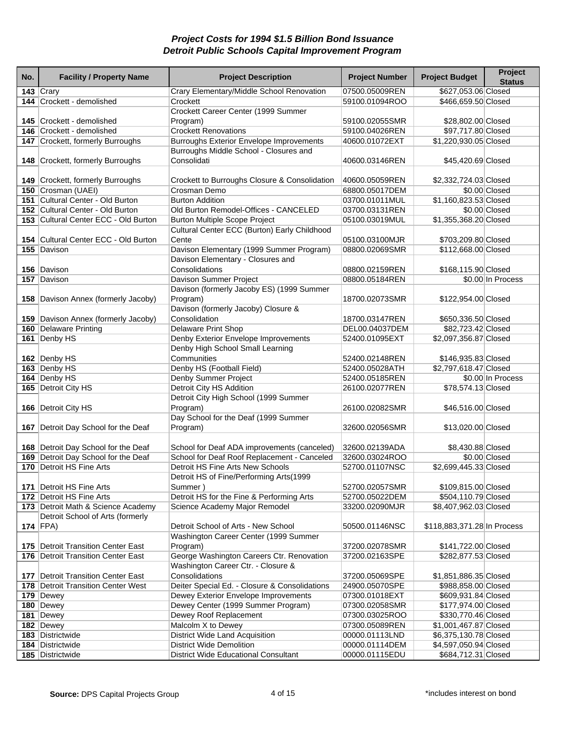## *Project Costs for 1994 $1.5 Billion Bond Issuance*
## *Detroit Public Schools Capital Improvement Program*

| No. | Facility / Property Name | Project Description | Project Number | Project Budget | Project Status |
|---|---|---|---|---|---|
| 143 | Crary | Crary Elementary/Middle School Renovation | 07500.05009REN | $627,053.06 | Closed |
| 144 | Crockett - demolished | Crockett | 59100.01094ROO | $466,659.50 | Closed |
| 145 | Crockett - demolished | Crockett Career Center (1999 Summer Program) | 59100.02055SMR | $28,802.00 | Closed |
| 146 | Crockett - demolished | Crockett Renovations | 59100.04026REN | $97,717.80 | Closed |
| 147 | Crockett, formerly Burroughs | Burroughs Exterior Envelope Improvements | 40600.01072EXT | $1,220,930.05 | Closed |
| 148 | Crockett, formerly Burroughs | Burroughs Middle School - Closures and Consolidati | 40600.03146REN | $45,420.69 | Closed |
| 149 | Crockett, formerly Burroughs | Crockett to Burroughs Closure & Consolidation | 40600.05059REN | $2,332,724.03 | Closed |
| 150 | Crosman (UAEI) | Crosman Demo | 68800.05017DEM | $0.00 | Closed |
| 151 | Cultural Center - Old Burton | Burton Addition | 03700.01011MUL | $1,160,823.53 | Closed |
| 152 | Cultural Center - Old Burton | Old Burton Remodel-Offices - CANCELED | 03700.03131REN | $0.00 | Closed |
| 153 | Cultural Center ECC - Old Burton | Burton Multiple Scope Project | 05100.03019MUL | $1,355,368.20 | Closed |
| 154 | Cultural Center ECC - Old Burton | Cultural Center ECC (Burton) Early Childhood Cente | 05100.03100MJR | $703,209.80 | Closed |
| 155 | Davison | Davison Elementary (1999 Summer Program) | 08800.02069SMR | $112,668.00 | Closed |
| 156 | Davison | Davison Elementary - Closures and Consolidations | 08800.02159REN | $168,115.90 | Closed |
| 157 | Davison | Davison Summer Project | 08800.05184REN | $0.00 | In Process |
| 158 | Davison Annex (formerly Jacoby) | Davison (formerly Jacoby ES) (1999 Summer Program) | 18700.02073SMR | $122,954.00 | Closed |
| 159 | Davison Annex (formerly Jacoby) | Davison (formerly Jacoby) Closure & Consolidation | 18700.03147REN | $650,336.50 | Closed |
| 160 | Delaware Printing | Delaware Print Shop | DEL00.04037DEM | $82,723.42 | Closed |
| 161 | Denby HS | Denby Exterior Envelope Improvements | 52400.01095EXT | $2,097,356.87 | Closed |
| 162 | Denby HS | Denby High School Small Learning Communities | 52400.02148REN | $146,935.83 | Closed |
| 163 | Denby HS | Denby HS (Football Field) | 52400.05028ATH | $2,797,618.47 | Closed |
| 164 | Denby HS | Denby Summer Project | 52400.05185REN | $0.00 | In Process |
| 165 | Detroit City HS | Detroit City HS Addition | 26100.02077REN | $78,574.13 | Closed |
| 166 | Detroit City HS | Detroit City High School (1999 Summer Program) | 26100.02082SMR | $46,516.00 | Closed |
| 167 | Detroit Day School for the Deaf | Day School for the Deaf (1999 Summer Program) | 32600.02056SMR | $13,020.00 | Closed |
| 168 | Detroit Day School for the Deaf | School for Deaf ADA improvements (canceled) | 32600.02139ADA | $8,430.88 | Closed |
| 169 | Detroit Day School for the Deaf | School for Deaf Roof Replacement - Canceled | 32600.03024ROO | $0.00 | Closed |
| 170 | Detroit HS Fine Arts | Detroit HS Fine Arts New Schools | 52700.01107NSC | $2,699,445.33 | Closed |
| 171 | Detroit HS Fine Arts | Detroit HS of Fine/Performing Arts(1999 Summer ) | 52700.02057SMR | $109,815.00 | Closed |
| 172 | Detroit HS Fine Arts | Detroit HS for the Fine & Performing Arts | 52700.05022DEM | $504,110.79 | Closed |
| 173 | Detroit Math & Science Academy | Science Academy Major Remodel | 33200.02090MJR | $8,407,962.03 | Closed |
| 174 | Detroit School of Arts (formerly FPA) | Detroit School of Arts - New School | 50500.01146NSC | $118,883,371.28 | In Process |
| 175 | Detroit Transition Center East | Washington Career Center (1999 Summer Program) | 37200.02078SMR | $141,722.00 | Closed |
| 176 | Detroit Transition Center East | George Washington Careers Ctr. Renovation | 37200.02163SPE | $282,877.53 | Closed |
| 177 | Detroit Transition Center East | Washington Career Ctr. - Closure & Consolidations | 37200.05069SPE | $1,851,886.35 | Closed |
| 178 | Detroit Transition Center West | Deiter Special Ed. - Closure & Consolidations | 24900.05070SPE | $988,858.00 | Closed |
| 179 | Dewey | Dewey Exterior Envelope Improvements | 07300.01018EXT | $609,931.84 | Closed |
| 180 | Dewey | Dewey Center (1999 Summer Program) | 07300.02058SMR | $177,974.00 | Closed |
| 181 | Dewey | Dewey Roof Replacement | 07300.03025ROO | $330,770.46 | Closed |
| 182 | Dewey | Malcolm X to Dewey | 07300.05089REN | $1,001,467.87 | Closed |
| 183 | Districtwide | District Wide Land Acquisition | 00000.01113LND | $6,375,130.78 | Closed |
| 184 | Districtwide | District Wide Demolition | 00000.01114DEM | $4,597,050.94 | Closed |
| 185 | Districtwide | District Wide Educational Consultant | 00000.01115EDU | $684,712.31 | Closed |

**Source:** DPS Capital Projects Group

*includes interest on bond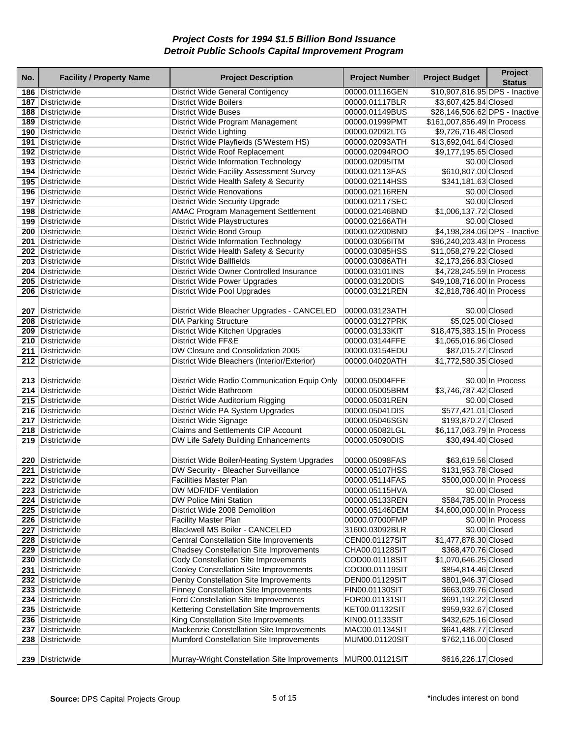# Project Costs for 1994 $1.5 Billion Bond Issuance
# Detroit Public Schools Capital Improvement Program

| No. | Facility / Property Name | Project Description | Project Number | Project Budget | Project Status |
|---|---|---|---|---|---|
| 186 | Districtwide | District Wide General Contigency | 00000.01116GEN | $10,907,816.95 | DPS - Inactive |
| 187 | Districtwide | District Wide Boilers | 00000.01117BLR | $3,607,425.84 | Closed |
| 188 | Districtwide | District Wide Buses | 00000.01149BUS | $28,146,506.62 | DPS - Inactive |
| 189 | Districtwide | District Wide Program Management | 00000.01999PMT | $161,007,856.49 | In Process |
| 190 | Districtwide | District Wide Lighting | 00000.02092LTG | $9,726,716.48 | Closed |
| 191 | Districtwide | District Wide Playfields (S'Western HS) | 00000.02093ATH | $13,692,041.64 | Closed |
| 192 | Districtwide | District Wide Roof Replacement | 00000.02094ROO | $9,177,195.65 | Closed |
| 193 | Districtwide | District Wide Information Technology | 00000.02095ITM | $0.00 | Closed |
| 194 | Districtwide | District Wide Facility Assessment Survey | 00000.02113FAS | $610,807.00 | Closed |
| 195 | Districtwide | District Wide Health Safety & Security | 00000.02114HSS | $341,181.63 | Closed |
| 196 | Districtwide | District Wide Renovations | 00000.02116REN | $0.00 | Closed |
| 197 | Districtwide | District Wide Security Upgrade | 00000.02117SEC | $0.00 | Closed |
| 198 | Districtwide | AMAC Program Management Settlement | 00000.02146BND | $1,006,137.72 | Closed |
| 199 | Districtwide | District Wide Playstructures | 00000.02166ATH | $0.00 | Closed |
| 200 | Districtwide | District Wide Bond Group | 00000.02200BND | $4,198,284.06 | DPS - Inactive |
| 201 | Districtwide | District Wide Information Technology | 00000.03056ITM | $96,240,203.43 | In Process |
| 202 | Districtwide | District Wide Health Safety & Security | 00000.03085HSS | $11,058,279.22 | Closed |
| 203 | Districtwide | District Wide Ballfields | 00000.03086ATH | $2,173,266.83 | Closed |
| 204 | Districtwide | District Wide Owner Controlled Insurance | 00000.03101INS | $4,728,245.59 | In Process |
| 205 | Districtwide | District Wide Power Upgrades | 00000.03120DIS | $49,108,716.00 | In Process |
| 206 | Districtwide | District Wide Pool Upgrades | 00000.03121REN | $2,818,786.40 | In Process |
| 207 | Districtwide | District Wide Bleacher Upgrades - CANCELED | 00000.03123ATH | $0.00 | Closed |
| 208 | Districtwide | DIA Parking Structure | 00000.03127PRK | $5,025.00 | Closed |
| 209 | Districtwide | District Wide Kitchen Upgrades | 00000.03133KIT | $18,475,383.15 | In Process |
| 210 | Districtwide | District Wide FF&E | 00000.03144FFE | $1,065,016.96 | Closed |
| 211 | Districtwide | DW Closure and Consolidation 2005 | 00000.03154EDU | $87,015.27 | Closed |
| 212 | Districtwide | District Wide Bleachers (Interior/Exterior) | 00000.04020ATH | $1,772,580.35 | Closed |
| 213 | Districtwide | District Wide Radio Communication Equip Only | 00000.05004FFE | $0.00 | In Process |
| 214 | Districtwide | District Wide Bathroom | 00000.05005BRM | $3,746,787.42 | Closed |
| 215 | Districtwide | District Wide Auditorium Rigging | 00000.05031REN | $0.00 | Closed |
| 216 | Districtwide | District Wide PA System Upgrades | 00000.05041DIS | $577,421.01 | Closed |
| 217 | Districtwide | District Wide Signage | 00000.05046SGN | $193,870.27 | Closed |
| 218 | Districtwide | Claims and Settlements CIP Account | 00000.05082LGL | $6,117,063.79 | In Process |
| 219 | Districtwide | DW Life Safety Building Enhancements | 00000.05090DIS | $30,494.40 | Closed |
| 220 | Districtwide | District Wide Boiler/Heating System Upgrades | 00000.05098FAS | $63,619.56 | Closed |
| 221 | Districtwide | DW Security - Bleacher Surveillance | 00000.05107HSS | $131,953.78 | Closed |
| 222 | Districtwide | Facilities Master Plan | 00000.05114FAS | $500,000.00 | In Process |
| 223 | Districtwide | DW MDF/IDF Ventilation | 00000.05115HVA | $0.00 | Closed |
| 224 | Districtwide | DW Police Mini Station | 00000.05133REN | $584,785.00 | In Process |
| 225 | Districtwide | District Wide 2008 Demolition | 00000.05146DEM | $4,600,000.00 | In Process |
| 226 | Districtwide | Facility Master Plan | 00000.07000FMP | $0.00 | In Process |
| 227 | Districtwide | Blackwell MS Boiler - CANCELED | 31600.03092BLR | $0.00 | Closed |
| 228 | Districtwide | Central Constellation Site Improvements | CEN00.01127SIT | $1,477,878.30 | Closed |
| 229 | Districtwide | Chadsey Constellation Site Improvements | CHA00.01128SIT | $368,470.76 | Closed |
| 230 | Districtwide | Cody Constellation Site Improvements | COD00.01118SIT | $1,070,646.25 | Closed |
| 231 | Districtwide | Cooley Constellation Site Improvements | COO00.01119SIT | $854,814.46 | Closed |
| 232 | Districtwide | Denby Constellation Site Improvements | DEN00.01129SIT | $801,946.37 | Closed |
| 233 | Districtwide | Finney Constellation Site Improvements | FIN00.01130SIT | $663,039.76 | Closed |
| 234 | Districtwide | Ford Constellation Site Improvements | FOR00.01131SIT | $691,192.22 | Closed |
| 235 | Districtwide | Kettering Constellation Site Improvements | KET00.01132SIT | $959,932.67 | Closed |
| 236 | Districtwide | King Constellation Site Improvements | KIN00.01133SIT | $432,625.16 | Closed |
| 237 | Districtwide | Mackenzie Constellation Site Improvements | MAC00.01134SIT | $641,488.77 | Closed |
| 238 | Districtwide | Mumford Constellation Site Improvements | MUM00.01120SIT | $762,116.00 | Closed |
| 239 | Districtwide | Murray-Wright Constellation Site Improvements | MUR00.01121SIT | $616,226.17 | Closed |

**Source:** DPS Capital Projects Group

*includes interest on bond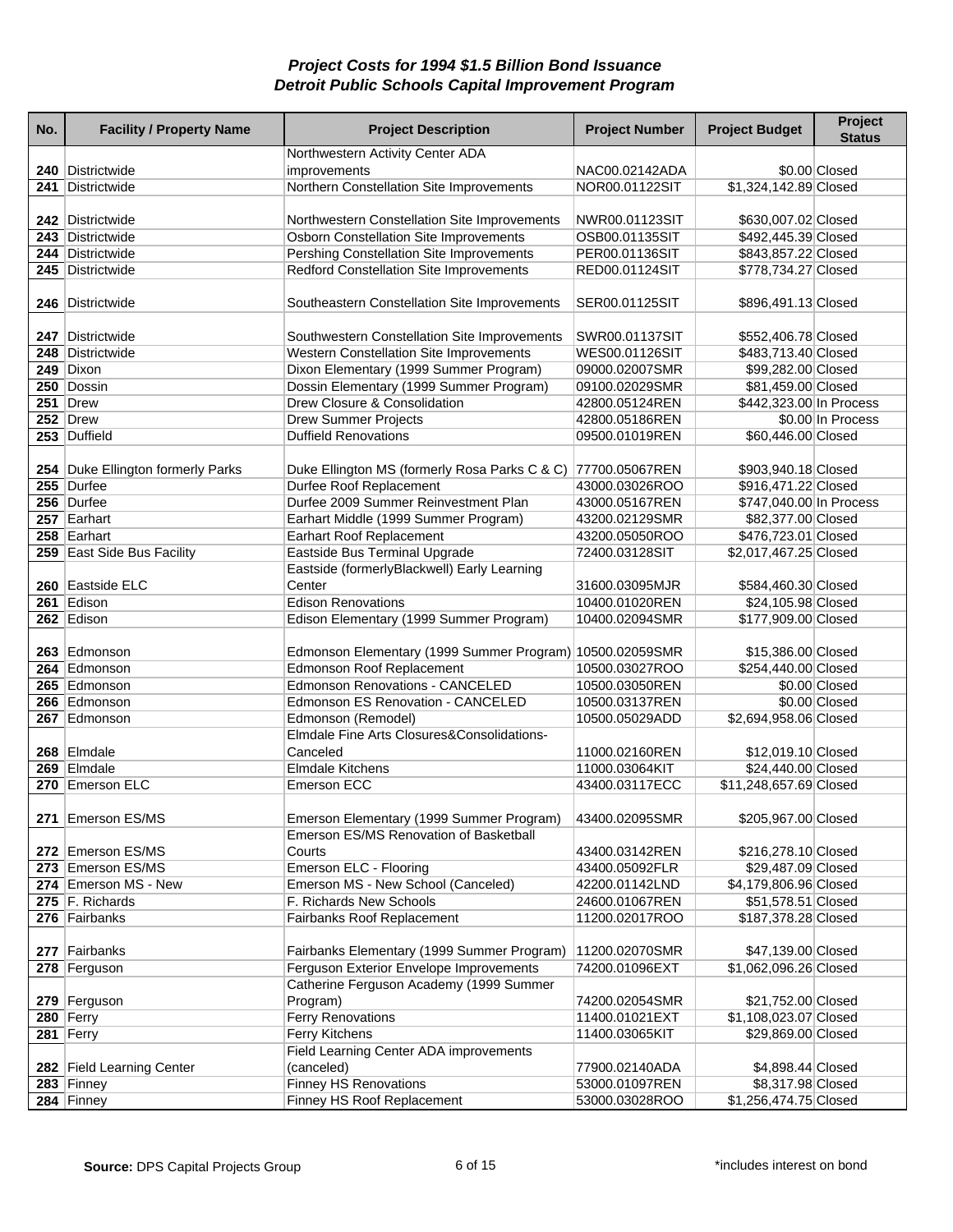# Project Costs for 1994 $1.5 Billion Bond Issuance
## Detroit Public Schools Capital Improvement Program

| No. | Facility / Property Name | Project Description | Project Number | Project Budget | Project Status |
|---|---|---|---|---|---|
| 240 | Districtwide | Northwestern Activity Center ADA improvements | NAC00.02142ADA | $0.00 | Closed |
| 241 | Districtwide | Northern Constellation Site Improvements | NOR00.01122SIT | $1,324,142.89 | Closed |
| 242 | Districtwide | Northwestern Constellation Site Improvements | NWR00.01123SIT | $630,007.02 | Closed |
| 243 | Districtwide | Osborn Constellation Site Improvements | OSB00.01135SIT | $492,445.39 | Closed |
| 244 | Districtwide | Pershing Constellation Site Improvements | PER00.01136SIT | $843,857.22 | Closed |
| 245 | Districtwide | Redford Constellation Site Improvements | RED00.01124SIT | $778,734.27 | Closed |
| 246 | Districtwide | Southeastern Constellation Site Improvements | SER00.01125SIT | $896,491.13 | Closed |
| 247 | Districtwide | Southwestern Constellation Site Improvements | SWR00.01137SIT | $552,406.78 | Closed |
| 248 | Districtwide | Western Constellation Site Improvements | WES00.01126SIT | $483,713.40 | Closed |
| 249 | Dixon | Dixon Elementary (1999 Summer Program) | 09000.02007SMR | $99,282.00 | Closed |
| 250 | Dossin | Dossin Elementary (1999 Summer Program) | 09100.02029SMR | $81,459.00 | Closed |
| 251 | Drew | Drew Closure & Consolidation | 42800.05124REN | $442,323.00 | In Process |
| 252 | Drew | Drew Summer Projects | 42800.05186REN | $0.00 | In Process |
| 253 | Duffield | Duffield Renovations | 09500.01019REN | $60,446.00 | Closed |
| 254 | Duke Ellington formerly Parks | Duke Ellington MS (formerly Rosa Parks C & C) | 77700.05067REN | $903,940.18 | Closed |
| 255 | Durfee | Durfee Roof Replacement | 43000.03026ROO | $916,471.22 | Closed |
| 256 | Durfee | Durfee 2009 Summer Reinvestment Plan | 43000.05167REN | $747,040.00 | In Process |
| 257 | Earhart | Earhart Middle (1999 Summer Program) | 43200.02129SMR | $82,377.00 | Closed |
| 258 | Earhart | Earhart Roof Replacement | 43200.05050ROO | $476,723.01 | Closed |
| 259 | East Side Bus Facility | Eastside Bus Terminal Upgrade | 72400.03128SIT | $2,017,467.25 | Closed |
| 260 | Eastside ELC | Eastside (formerlyBlackwell) Early Learning Center | 31600.03095MJR | $584,460.30 | Closed |
| 261 | Edison | Edison Renovations | 10400.01020REN | $24,105.98 | Closed |
| 262 | Edison | Edison Elementary (1999 Summer Program) | 10400.02094SMR | $177,909.00 | Closed |
| 263 | Edmonson | Edmonson Elementary (1999 Summer Program) | 10500.02059SMR | $15,386.00 | Closed |
| 264 | Edmonson | Edmonson Roof Replacement | 10500.03027ROO | $254,440.00 | Closed |
| 265 | Edmonson | Edmonson Renovations - CANCELED | 10500.03050REN | $0.00 | Closed |
| 266 | Edmonson | Edmonson ES Renovation - CANCELED | 10500.03137REN | $0.00 | Closed |
| 267 | Edmonson | Edmonson (Remodel) | 10500.05029ADD | $2,694,958.06 | Closed |
| 268 | Elmdale | Elmdale Fine Arts Closures&Consolidations- Canceled | 11000.02160REN | $12,019.10 | Closed |
| 269 | Elmdale | Elmdale Kitchens | 11000.03064KIT | $24,440.00 | Closed |
| 270 | Emerson ELC | Emerson ECC | 43400.03117ECC | $11,248,657.69 | Closed |
| 271 | Emerson ES/MS | Emerson Elementary (1999 Summer Program) | 43400.02095SMR | $205,967.00 | Closed |
| 272 | Emerson ES/MS | Emerson ES/MS Renovation of Basketball Courts | 43400.03142REN | $216,278.10 | Closed |
| 273 | Emerson ES/MS | Emerson ELC - Flooring | 43400.05092FLR | $29,487.09 | Closed |
| 274 | Emerson MS - New | Emerson MS - New School (Canceled) | 42200.01142LND | $4,179,806.96 | Closed |
| 275 | F. Richards | F. Richards New Schools | 24600.01067REN | $51,578.51 | Closed |
| 276 | Fairbanks | Fairbanks Roof Replacement | 11200.02017ROO | $187,378.28 | Closed |
| 277 | Fairbanks | Fairbanks Elementary (1999 Summer Program) | 11200.02070SMR | $47,139.00 | Closed |
| 278 | Ferguson | Ferguson Exterior Envelope Improvements | 74200.01096EXT | $1,062,096.26 | Closed |
| 279 | Ferguson | Catherine Ferguson Academy (1999 Summer Program) | 74200.02054SMR | $21,752.00 | Closed |
| 280 | Ferry | Ferry Renovations | 11400.01021EXT | $1,108,023.07 | Closed |
| 281 | Ferry | Ferry Kitchens | 11400.03065KIT | $29,869.00 | Closed |
| 282 | Field Learning Center | Field Learning Center ADA improvements (canceled) | 77900.02140ADA | $4,898.44 | Closed |
| 283 | Finney | Finney HS Renovations | 53000.01097REN | $8,317.98 | Closed |
| 284 | Finney | Finney HS Roof Replacement | 53000.03028ROO | $1,256,474.75 | Closed |

**Source:** DPS Capital Projects Group

*includes interest on bond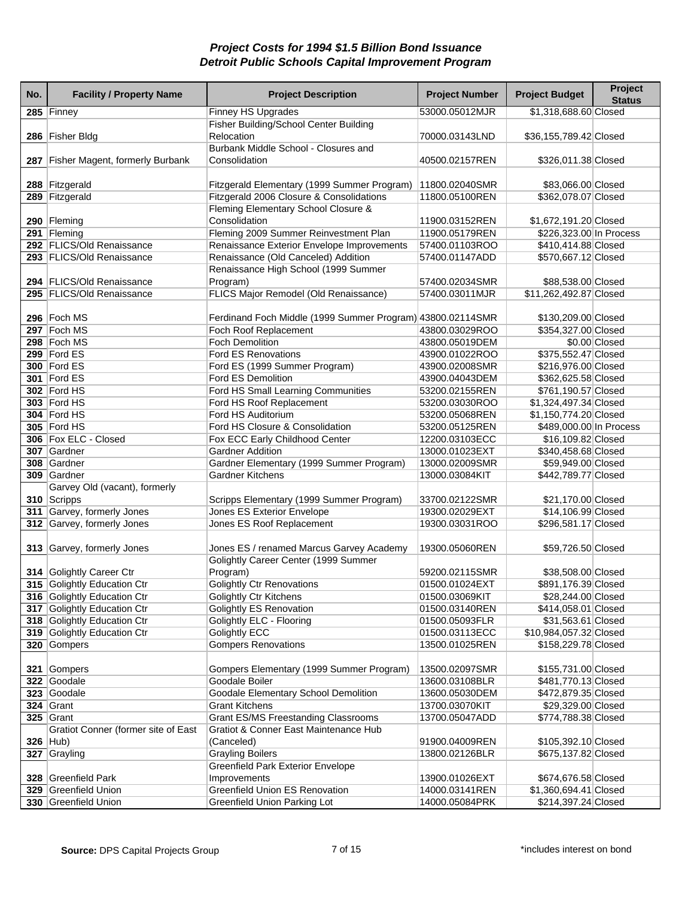# *Project Costs for 1994 $1.5 Billion Bond Issuance*
# *Detroit Public Schools Capital Improvement Program*

| No. | Facility / Property Name | Project Description | Project Number | Project Budget | Project Status |
|---|---|---|---|---|---|
| 285 | Finney | Finney HS Upgrades | 53000.05012MJR | $1,318,688.60 | Closed |
| 286 | Fisher Bldg | Fisher Building/School Center Building Relocation | 70000.03143LND | $36,155,789.42 | Closed |
| 287 | Fisher Magent, formerly Burbank | Burbank Middle School - Closures and Consolidation | 40500.02157REN | $326,011.38 | Closed |
| 288 | Fitzgerald | Fitzgerald Elementary (1999 Summer Program) | 11800.02040SMR | $83,066.00 | Closed |
| 289 | Fitzgerald | Fitzgerald 2006 Closure & Consolidations | 11800.05100REN | $362,078.07 | Closed |
| 290 | Fleming | Fleming Elementary School Closure & Consolidation | 11900.03152REN | $1,672,191.20 | Closed |
| 291 | Fleming | Fleming 2009 Summer Reinvestment Plan | 11900.05179REN | $226,323.00 | In Process |
| 292 | FLICS/Old Renaissance | Renaissance Exterior Envelope Improvements | 57400.01103ROO | $410,414.88 | Closed |
| 293 | FLICS/Old Renaissance | Renaissance (Old Canceled) Addition | 57400.01147ADD | $570,667.12 | Closed |
| 294 | FLICS/Old Renaissance | Renaissance High School (1999 Summer Program) | 57400.02034SMR | $88,538.00 | Closed |
| 295 | FLICS/Old Renaissance | FLICS Major Remodel (Old Renaissance) | 57400.03011MJR | $11,262,492.87 | Closed |
| 296 | Foch MS | Ferdinand Foch Middle (1999 Summer Program) | 43800.02114SMR | $130,209.00 | Closed |
| 297 | Foch MS | Foch Roof Replacement | 43800.03029ROO | $354,327.00 | Closed |
| 298 | Foch MS | Foch Demolition | 43800.05019DEM | $0.00 | Closed |
| 299 | Ford ES | Ford ES Renovations | 43900.01022ROO | $375,552.47 | Closed |
| 300 | Ford ES | Ford ES (1999 Summer Program) | 43900.02008SMR | $216,976.00 | Closed |
| 301 | Ford ES | Ford ES Demolition | 43900.04043DEM | $362,625.58 | Closed |
| 302 | Ford HS | Ford HS Small Learning Communities | 53200.02155REN | $761,190.57 | Closed |
| 303 | Ford HS | Ford HS Roof Replacement | 53200.03030ROO | $1,324,497.34 | Closed |
| 304 | Ford HS | Ford HS Auditorium | 53200.05068REN | $1,150,774.20 | Closed |
| 305 | Ford HS | Ford HS Closure & Consolidation | 53200.05125REN | $489,000.00 | In Process |
| 306 | Fox ELC - Closed | Fox ECC Early Childhood Center | 12200.03103ECC | $16,109.82 | Closed |
| 307 | Gardner | Gardner Addition | 13000.01023EXT | $340,458.68 | Closed |
| 308 | Gardner | Gardner Elementary (1999 Summer Program) | 13000.02009SMR | $59,949.00 | Closed |
| 309 | Gardner | Gardner Kitchens | 13000.03084KIT | $442,789.77 | Closed |
| 310 | Garvey Old (vacant), formerly Scripps | Scripps Elementary (1999 Summer Program) | 33700.02122SMR | $21,170.00 | Closed |
| 311 | Garvey, formerly Jones | Jones ES Exterior Envelope | 19300.02029EXT | $14,106.99 | Closed |
| 312 | Garvey, formerly Jones | Jones ES Roof Replacement | 19300.03031ROO | $296,581.17 | Closed |
| 313 | Garvey, formerly Jones | Jones ES / renamed Marcus Garvey Academy | 19300.05060REN | $59,726.50 | Closed |
| 314 | Golightly Career Ctr | Golightly Career Center (1999 Summer Program) | 59200.02115SMR | $38,508.00 | Closed |
| 315 | Golightly Education Ctr | Golightly Ctr Renovations | 01500.01024EXT | $891,176.39 | Closed |
| 316 | Golightly Education Ctr | Golightly Ctr Kitchens | 01500.03069KIT | $28,244.00 | Closed |
| 317 | Golightly Education Ctr | Golightly ES Renovation | 01500.03140REN | $414,058.01 | Closed |
| 318 | Golightly Education Ctr | Golightly ELC - Flooring | 01500.05093FLR | $31,563.61 | Closed |
| 319 | Golightly Education Ctr | Golightly ECC | 01500.03113ECC | $10,984,057.32 | Closed |
| 320 | Gompers | Gompers Renovations | 13500.01025REN | $158,229.78 | Closed |
| 321 | Gompers | Gompers Elementary (1999 Summer Program) | 13500.02097SMR | $155,731.00 | Closed |
| 322 | Goodale | Goodale Boiler | 13600.03108BLR | $481,770.13 | Closed |
| 323 | Goodale | Goodale Elementary School Demolition | 13600.05030DEM | $472,879.35 | Closed |
| 324 | Grant | Grant Kitchens | 13700.03070KIT | $29,329.00 | Closed |
| 325 | Grant | Grant ES/MS Freestanding Classrooms | 13700.05047ADD | $774,788.38 | Closed |
| 326 | Gratiot Conner (former site of East Hub) | Gratiot & Conner East Maintenance Hub (Canceled) | 91900.04009REN | $105,392.10 | Closed |
| 327 | Grayling | Grayling Boilers | 13800.02126BLR | $675,137.82 | Closed |
| 328 | Greenfield Park | Greenfield Park Exterior Envelope Improvements | 13900.01026EXT | $674,676.58 | Closed |
| 329 | Greenfield Union | Greenfield Union ES Renovation | 14000.03141REN | $1,360,694.41 | Closed |
| 330 | Greenfield Union | Greenfield Union Parking Lot | 14000.05084PRK | $214,397.24 | Closed |

**Source:** DPS Capital Projects Group

*includes interest on bond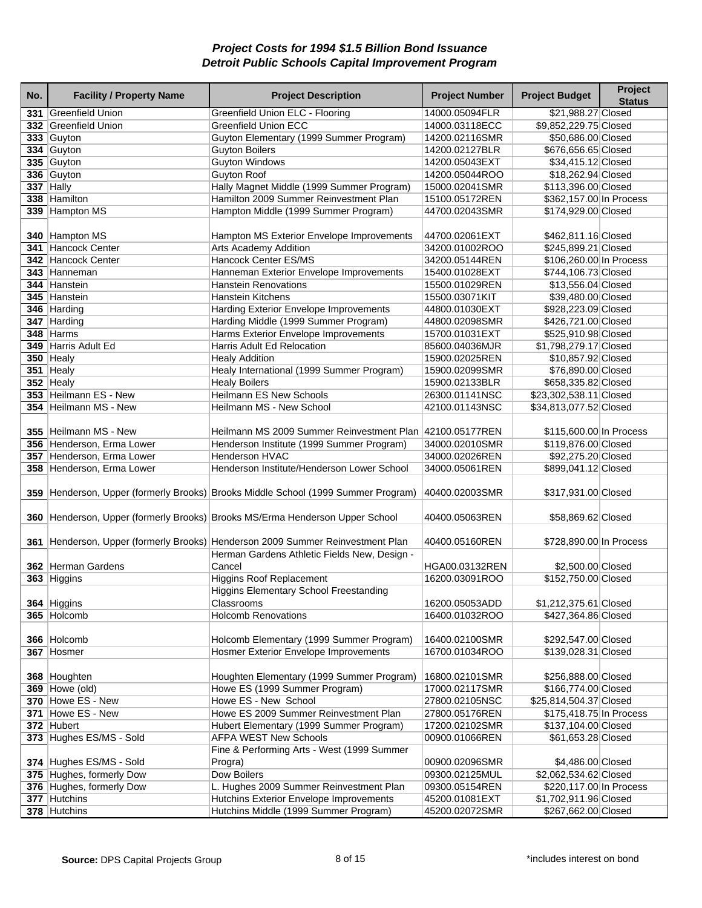## Project Costs for 1994 $1.5 Billion Bond Issuance
## Detroit Public Schools Capital Improvement Program

| No. | Facility / Property Name | Project Description | Project Number | Project Budget | Project Status |
|---|---|---|---|---|---|
| 331 | Greenfield Union | Greenfield Union ELC - Flooring | 14000.05094FLR | $21,988.27 | Closed |
| 332 | Greenfield Union | Greenfield Union ECC | 14000.03118ECC | $9,852,229.75 | Closed |
| 333 | Guyton | Guyton Elementary (1999 Summer Program) | 14200.02116SMR | $50,686.00 | Closed |
| 334 | Guyton | Guyton Boilers | 14200.02127BLR | $676,656.65 | Closed |
| 335 | Guyton | Guyton Windows | 14200.05043EXT | $34,415.12 | Closed |
| 336 | Guyton | Guyton Roof | 14200.05044ROO | $18,262.94 | Closed |
| 337 | Hally | Hally Magnet Middle (1999 Summer Program) | 15000.02041SMR | $113,396.00 | Closed |
| 338 | Hamilton | Hamilton 2009 Summer Reinvestment Plan | 15100.05172REN | $362,157.00 | In Process |
| 339 | Hampton MS | Hampton Middle (1999 Summer Program) | 44700.02043SMR | $174,929.00 | Closed |
| 340 | Hampton MS | Hampton MS Exterior Envelope Improvements | 44700.02061EXT | $462,811.16 | Closed |
| 341 | Hancock Center | Arts Academy Addition | 34200.01002ROO | $245,899.21 | Closed |
| 342 | Hancock Center | Hancock Center ES/MS | 34200.05144REN | $106,260.00 | In Process |
| 343 | Hanneman | Hanneman Exterior Envelope Improvements | 15400.01028EXT | $744,106.73 | Closed |
| 344 | Hanstein | Hanstein Renovations | 15500.01029REN | $13,556.04 | Closed |
| 345 | Hanstein | Hanstein Kitchens | 15500.03071KIT | $39,480.00 | Closed |
| 346 | Harding | Harding Exterior Envelope Improvements | 44800.01030EXT | $928,223.09 | Closed |
| 347 | Harding | Harding Middle (1999 Summer Program) | 44800.02098SMR | $426,721.00 | Closed |
| 348 | Harms | Harms Exterior Envelope Improvements | 15700.01031EXT | $525,910.98 | Closed |
| 349 | Harris Adult Ed | Harris Adult Ed Relocation | 85600.04036MJR | $1,798,279.17 | Closed |
| 350 | Healy | Healy Addition | 15900.02025REN | $10,857.92 | Closed |
| 351 | Healy | Healy International (1999 Summer Program) | 15900.02099SMR | $76,890.00 | Closed |
| 352 | Healy | Healy Boilers | 15900.02133BLR | $658,335.82 | Closed |
| 353 | Heilmann ES - New | Heilmann ES New Schools | 26300.01141NSC | $23,302,538.11 | Closed |
| 354 | Heilmann MS - New | Heilmann MS - New School | 42100.01143NSC | $34,813,077.52 | Closed |
| 355 | Heilmann MS - New | Heilmann MS 2009 Summer Reinvestment Plan | 42100.05177REN | $115,600.00 | In Process |
| 356 | Henderson, Erma Lower | Henderson Institute (1999 Summer Program) | 34000.02010SMR | $119,876.00 | Closed |
| 357 | Henderson, Erma Lower | Henderson HVAC | 34000.02026REN | $92,275.20 | Closed |
| 358 | Henderson, Erma Lower | Henderson Institute/Henderson Lower School | 34000.05061REN | $899,041.12 | Closed |
| 359 | Henderson, Upper (formerly Brooks) | Brooks Middle School (1999 Summer Program) | 40400.02003SMR | $317,931.00 | Closed |
| 360 | Henderson, Upper (formerly Brooks) | Brooks MS/Erma Henderson Upper School | 40400.05063REN | $58,869.62 | Closed |
| 361 | Henderson, Upper (formerly Brooks) | Henderson 2009 Summer Reinvestment Plan | 40400.05160REN | $728,890.00 | In Process |
| 362 | Herman Gardens | Herman Gardens Athletic Fields New, Design - Cancel | HGA00.03132REN | $2,500.00 | Closed |
| 363 | Higgins | Higgins Roof Replacement | 16200.03091ROO | $152,750.00 | Closed |
| 364 | Higgins | Higgins Elementary School Freestanding Classrooms | 16200.05053ADD | $1,212,375.61 | Closed |
| 365 | Holcomb | Holcomb Renovations | 16400.01032ROO | $427,364.86 | Closed |
| 366 | Holcomb | Holcomb Elementary (1999 Summer Program) | 16400.02100SMR | $292,547.00 | Closed |
| 367 | Hosmer | Hosmer Exterior Envelope Improvements | 16700.01034ROO | $139,028.31 | Closed |
| 368 | Houghten | Houghten Elementary (1999 Summer Program) | 16800.02101SMR | $256,888.00 | Closed |
| 369 | Howe (old) | Howe ES (1999 Summer Program) | 17000.02117SMR | $166,774.00 | Closed |
| 370 | Howe ES - New | Howe ES - New School | 27800.02105NSC | $25,814,504.37 | Closed |
| 371 | Howe ES - New | Howe ES 2009 Summer Reinvestment Plan | 27800.05176REN | $175,418.75 | In Process |
| 372 | Hubert | Hubert Elementary (1999 Summer Program) | 17200.02102SMR | $137,104.00 | Closed |
| 373 | Hughes ES/MS - Sold | AFPA WEST New Schools | 00900.01066REN | $61,653.28 | Closed |
| 374 | Hughes ES/MS - Sold | Fine & Performing Arts - West (1999 Summer Progra) | 00900.02096SMR | $4,486.00 | Closed |
| 375 | Hughes, formerly Dow | Dow Boilers | 09300.02125MUL | $2,062,534.62 | Closed |
| 376 | Hughes, formerly Dow | L. Hughes 2009 Summer Reinvestment Plan | 09300.05154REN | $220,117.00 | In Process |
| 377 | Hutchins | Hutchins Exterior Envelope Improvements | 45200.01081EXT | $1,702,911.96 | Closed |
| 378 | Hutchins | Hutchins Middle (1999 Summer Program) | 45200.02072SMR | $267,662.00 | Closed |

**Source:** DPS Capital Projects Group

*includes interest on bond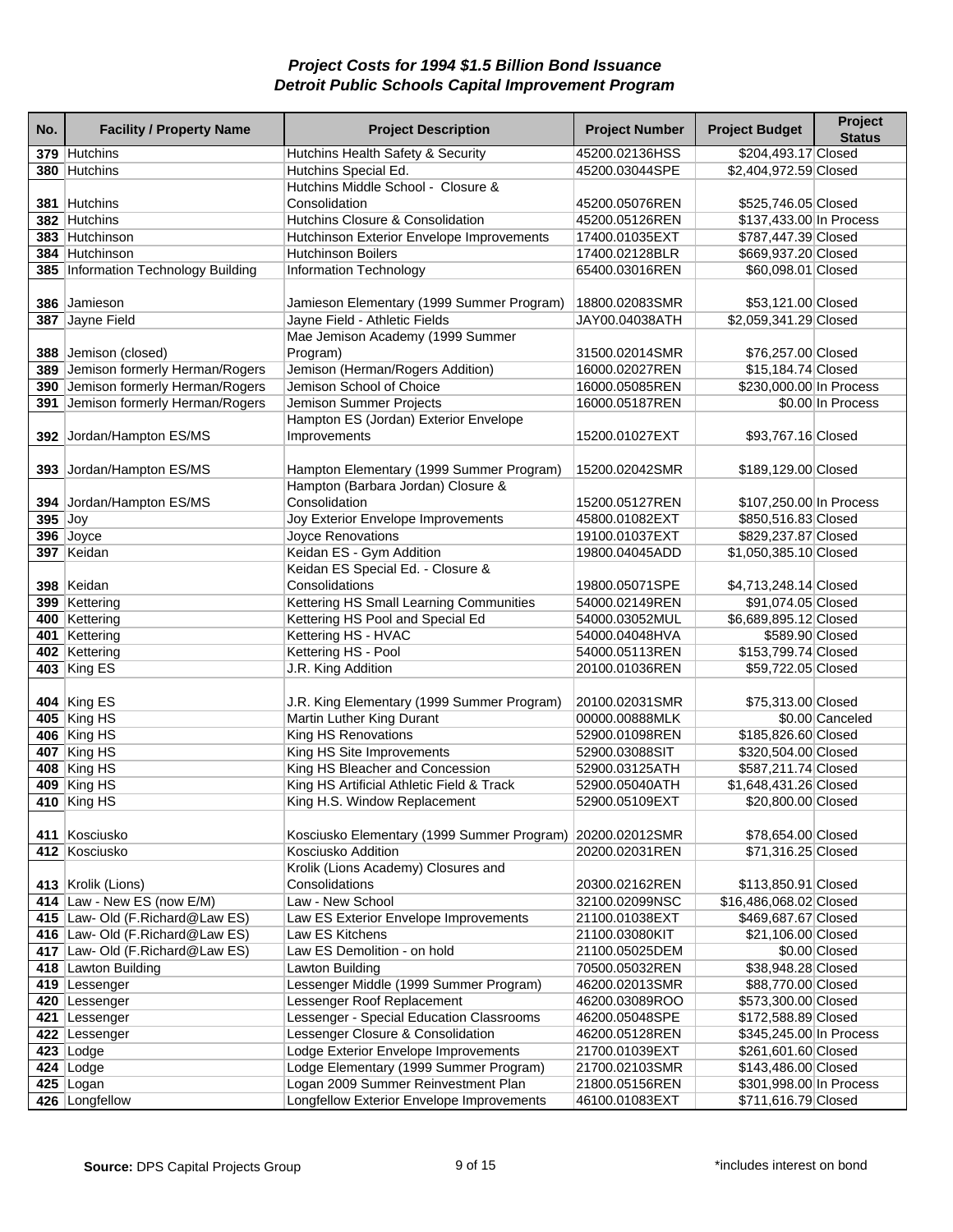# *Project Costs for 1994 $1.5 Billion Bond Issuance*
# *Detroit Public Schools Capital Improvement Program*

| No. | Facility / Property Name | Project Description | Project Number | Project Budget | Project Status |
|---|---|---|---|---|---|
| 379 | Hutchins | Hutchins Health Safety & Security | 45200.02136HSS | $204,493.17 | Closed |
| 380 | Hutchins | Hutchins Special Ed. | 45200.03044SPE | $2,404,972.59 | Closed |
| 381 | Hutchins | Hutchins Middle School - Closure & Consolidation | 45200.05076REN | $525,746.05 | Closed |
| 382 | Hutchins | Hutchins Closure & Consolidation | 45200.05126REN | $137,433.00 | In Process |
| 383 | Hutchinson | Hutchinson Exterior Envelope Improvements | 17400.01035EXT | $787,447.39 | Closed |
| 384 | Hutchinson | Hutchinson Boilers | 17400.02128BLR | $669,937.20 | Closed |
| 385 | Information Technology Building | Information Technology | 65400.03016REN | $60,098.01 | Closed |
| 386 | Jamieson | Jamieson Elementary (1999 Summer Program) | 18800.02083SMR | $53,121.00 | Closed |
| 387 | Jayne Field | Jayne Field - Athletic Fields | JAY00.04038ATH | $2,059,341.29 | Closed |
| 388 | Jemison (closed) | Mae Jemison Academy (1999 Summer Program) | 31500.02014SMR | $76,257.00 | Closed |
| 389 | Jemison formerly Herman/Rogers | Jemison (Herman/Rogers Addition) | 16000.02027REN | $15,184.74 | Closed |
| 390 | Jemison formerly Herman/Rogers | Jemison School of Choice | 16000.05085REN | $230,000.00 | In Process |
| 391 | Jemison formerly Herman/Rogers | Jemison Summer Projects | 16000.05187REN | $0.00 | In Process |
| 392 | Jordan/Hampton ES/MS | Hampton ES (Jordan) Exterior Envelope Improvements | 15200.01027EXT | $93,767.16 | Closed |
| 393 | Jordan/Hampton ES/MS | Hampton Elementary (1999 Summer Program) | 15200.02042SMR | $189,129.00 | Closed |
| 394 | Jordan/Hampton ES/MS | Hampton (Barbara Jordan) Closure & Consolidation | 15200.05127REN | $107,250.00 | In Process |
| 395 | Joy | Joy Exterior Envelope Improvements | 45800.01082EXT | $850,516.83 | Closed |
| 396 | Joyce | Joyce Renovations | 19100.01037EXT | $829,237.87 | Closed |
| 397 | Keidan | Keidan ES - Gym Addition | 19800.04045ADD | $1,050,385.10 | Closed |
| 398 | Keidan | Keidan ES Special Ed. - Closure & Consolidations | 19800.05071SPE | $4,713,248.14 | Closed |
| 399 | Kettering | Kettering HS Small Learning Communities | 54000.02149REN | $91,074.05 | Closed |
| 400 | Kettering | Kettering HS Pool and Special Ed | 54000.03052MUL | $6,689,895.12 | Closed |
| 401 | Kettering | Kettering HS - HVAC | 54000.04048HVA | $589.90 | Closed |
| 402 | Kettering | Kettering HS - Pool | 54000.05113REN | $153,799.74 | Closed |
| 403 | King ES | J.R. King Addition | 20100.01036REN | $59,722.05 | Closed |
| 404 | King ES | J.R. King Elementary (1999 Summer Program) | 20100.02031SMR | $75,313.00 | Closed |
| 405 | King HS | Martin Luther King Durant | 00000.00888MLK | $0.00 | Canceled |
| 406 | King HS | King HS Renovations | 52900.01098REN | $185,826.60 | Closed |
| 407 | King HS | King HS Site Improvements | 52900.03088SIT | $320,504.00 | Closed |
| 408 | King HS | King HS Bleacher and Concession | 52900.03125ATH | $587,211.74 | Closed |
| 409 | King HS | King HS Artificial Athletic Field & Track | 52900.05040ATH | $1,648,431.26 | Closed |
| 410 | King HS | King H.S. Window Replacement | 52900.05109EXT | $20,800.00 | Closed |
| 411 | Kosciusko | Kosciusko Elementary (1999 Summer Program) | 20200.02012SMR | $78,654.00 | Closed |
| 412 | Kosciusko | Kosciusko Addition | 20200.02031REN | $71,316.25 | Closed |
| 413 | Krolik (Lions) | Krolik (Lions Academy) Closures and Consolidations | 20300.02162REN | $113,850.91 | Closed |
| 414 | Law - New ES (now E/M) | Law - New School | 32100.02099NSC | $16,486,068.02 | Closed |
| 415 | Law- Old (F.Richard@Law ES) | Law ES Exterior Envelope Improvements | 21100.01038EXT | $469,687.67 | Closed |
| 416 | Law- Old (F.Richard@Law ES) | Law ES Kitchens | 21100.03080KIT | $21,106.00 | Closed |
| 417 | Law- Old (F.Richard@Law ES) | Law ES Demolition - on hold | 21100.05025DEM | $0.00 | Closed |
| 418 | Lawton Building | Lawton Building | 70500.05032REN | $38,948.28 | Closed |
| 419 | Lessenger | Lessenger Middle (1999 Summer Program) | 46200.02013SMR | $88,770.00 | Closed |
| 420 | Lessenger | Lessenger Roof Replacement | 46200.03089ROO | $573,300.00 | Closed |
| 421 | Lessenger | Lessenger - Special Education Classrooms | 46200.05048SPE | $172,588.89 | Closed |
| 422 | Lessenger | Lessenger Closure & Consolidation | 46200.05128REN | $345,245.00 | In Process |
| 423 | Lodge | Lodge Exterior Envelope Improvements | 21700.01039EXT | $261,601.60 | Closed |
| 424 | Lodge | Lodge Elementary (1999 Summer Program) | 21700.02103SMR | $143,486.00 | Closed |
| 425 | Logan | Logan 2009 Summer Reinvestment Plan | 21800.05156REN | $301,998.00 | In Process |
| 426 | Longfellow | Longfellow Exterior Envelope Improvements | 46100.01083EXT | $711,616.79 | Closed |

**Source:** DPS Capital Projects Group

*includes interest on bond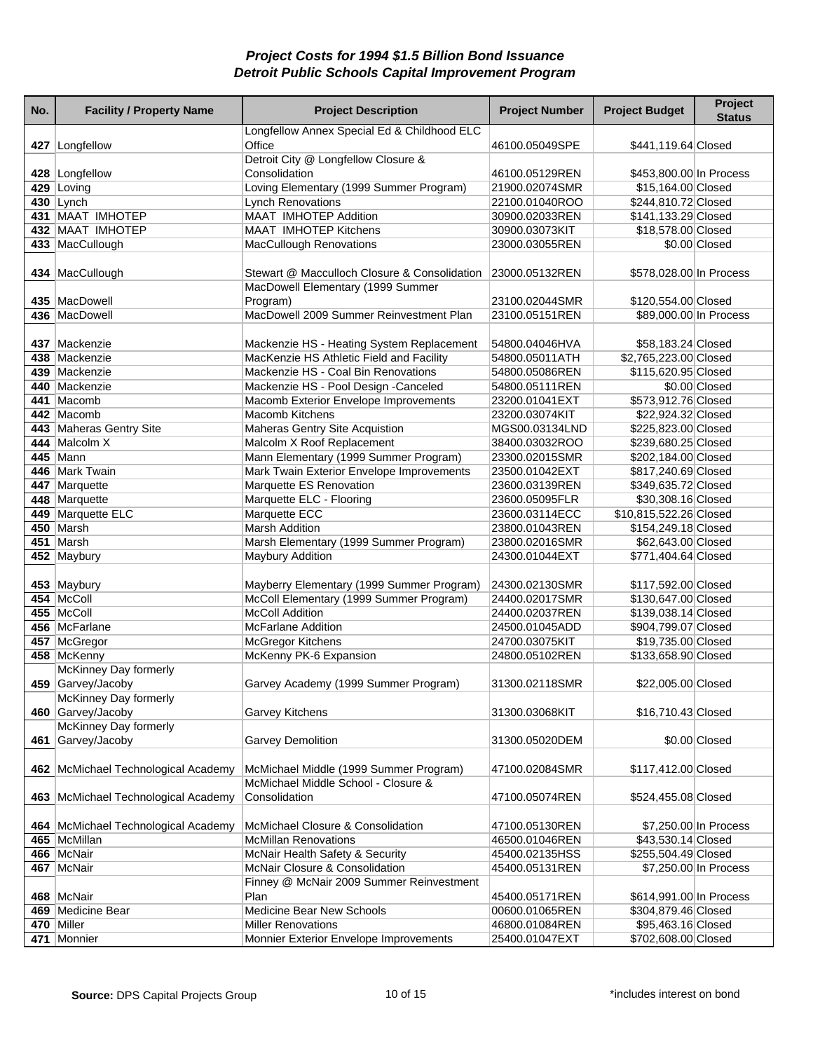# *Project Costs for 1994 $1.5 Billion Bond Issuance*
# *Detroit Public Schools Capital Improvement Program*

| No. | Facility / Property Name | Project Description | Project Number | Project Budget | Project Status |
|---|---|---|---|---|---|
| 427 | Longfellow | Longfellow Annex Special Ed & Childhood ELC Office | 46100.05049SPE | $441,119.64 | Closed |
| 428 | Longfellow | Detroit City @ Longfellow Closure & Consolidation | 46100.05129REN | $453,800.00 | In Process |
| 429 | Loving | Loving Elementary (1999 Summer Program) | 21900.02074SMR | $15,164.00 | Closed |
| 430 | Lynch | Lynch Renovations | 22100.01040ROO | $244,810.72 | Closed |
| 431 | MAAT IMHOTEP | MAAT IMHOTEP Addition | 30900.02033REN | $141,133.29 | Closed |
| 432 | MAAT IMHOTEP | MAAT IMHOTEP Kitchens | 30900.03073KIT | $18,578.00 | Closed |
| 433 | MacCullough | MacCullough Renovations | 23000.03055REN | $0.00 | Closed |
| 434 | MacCullough | Stewart @ Macculloch Closure & Consolidation | 23000.05132REN | $578,028.00 | In Process |
| 435 | MacDowell | MacDowell Elementary (1999 Summer Program) | 23100.02044SMR | $120,554.00 | Closed |
| 436 | MacDowell | MacDowell 2009 Summer Reinvestment Plan | 23100.05151REN | $89,000.00 | In Process |
| 437 | Mackenzie | Mackenzie HS - Heating System Replacement | 54800.04046HVA | $58,183.24 | Closed |
| 438 | Mackenzie | MacKenzie HS Athletic Field and Facility | 54800.05011ATH | $2,765,223.00 | Closed |
| 439 | Mackenzie | Mackenzie HS - Coal Bin Renovations | 54800.05086REN | $115,620.95 | Closed |
| 440 | Mackenzie | Mackenzie HS - Pool Design -Canceled | 54800.05111REN | $0.00 | Closed |
| 441 | Macomb | Macomb Exterior Envelope Improvements | 23200.01041EXT | $573,912.76 | Closed |
| 442 | Macomb | Macomb Kitchens | 23200.03074KIT | $22,924.32 | Closed |
| 443 | Maheras Gentry Site | Maheras Gentry Site Acquistion | MGS00.03134LND | $225,823.00 | Closed |
| 444 | Malcolm X | Malcolm X Roof Replacement | 38400.03032ROO | $239,680.25 | Closed |
| 445 | Mann | Mann Elementary (1999 Summer Program) | 23300.02015SMR | $202,184.00 | Closed |
| 446 | Mark Twain | Mark Twain Exterior Envelope Improvements | 23500.01042EXT | $817,240.69 | Closed |
| 447 | Marquette | Marquette ES Renovation | 23600.03139REN | $349,635.72 | Closed |
| 448 | Marquette | Marquette ELC - Flooring | 23600.05095FLR | $30,308.16 | Closed |
| 449 | Marquette ELC | Marquette ECC | 23600.03114ECC | $10,815,522.26 | Closed |
| 450 | Marsh | Marsh Addition | 23800.01043REN | $154,249.18 | Closed |
| 451 | Marsh | Marsh Elementary (1999 Summer Program) | 23800.02016SMR | $62,643.00 | Closed |
| 452 | Maybury | Maybury Addition | 24300.01044EXT | $771,404.64 | Closed |
| 453 | Maybury | Mayberry Elementary (1999 Summer Program) | 24300.02130SMR | $117,592.00 | Closed |
| 454 | McColl | McColl Elementary (1999 Summer Program) | 24400.02017SMR | $130,647.00 | Closed |
| 455 | McColl | McColl Addition | 24400.02037REN | $139,038.14 | Closed |
| 456 | McFarlane | McFarlane Addition | 24500.01045ADD | $904,799.07 | Closed |
| 457 | McGregor | McGregor Kitchens | 24700.03075KIT | $19,735.00 | Closed |
| 458 | McKenny | McKenny PK-6 Expansion | 24800.05102REN | $133,658.90 | Closed |
| 459 | McKinney Day formerly Garvey/Jacoby | Garvey Academy (1999 Summer Program) | 31300.02118SMR | $22,005.00 | Closed |
| 460 | McKinney Day formerly Garvey/Jacoby | Garvey Kitchens | 31300.03068KIT | $16,710.43 | Closed |
| 461 | McKinney Day formerly Garvey/Jacoby | Garvey Demolition | 31300.05020DEM | $0.00 | Closed |
| 462 | McMichael Technological Academy | McMichael Middle (1999 Summer Program) | 47100.02084SMR | $117,412.00 | Closed |
| 463 | McMichael Technological Academy | McMichael Middle School - Closure & Consolidation | 47100.05074REN | $524,455.08 | Closed |
| 464 | McMichael Technological Academy | McMichael Closure & Consolidation | 47100.05130REN | $7,250.00 | In Process |
| 465 | McMillan | McMillan Renovations | 46500.01046REN | $43,530.14 | Closed |
| 466 | McNair | McNair Health Safety & Security | 45400.02135HSS | $255,504.49 | Closed |
| 467 | McNair | McNair Closure & Consolidation | 45400.05131REN | $7,250.00 | In Process |
| 468 | McNair | Finney @ McNair 2009 Summer Reinvestment Plan | 45400.05171REN | $614,991.00 | In Process |
| 469 | Medicine Bear | Medicine Bear New Schools | 00600.01065REN | $304,879.46 | Closed |
| 470 | Miller | Miller Renovations | 46800.01084REN | $95,463.16 | Closed |
| 471 | Monnier | Monnier Exterior Envelope Improvements | 25400.01047EXT | $702,608.00 | Closed |

**Source:** DPS Capital Projects Group

*includes interest on bond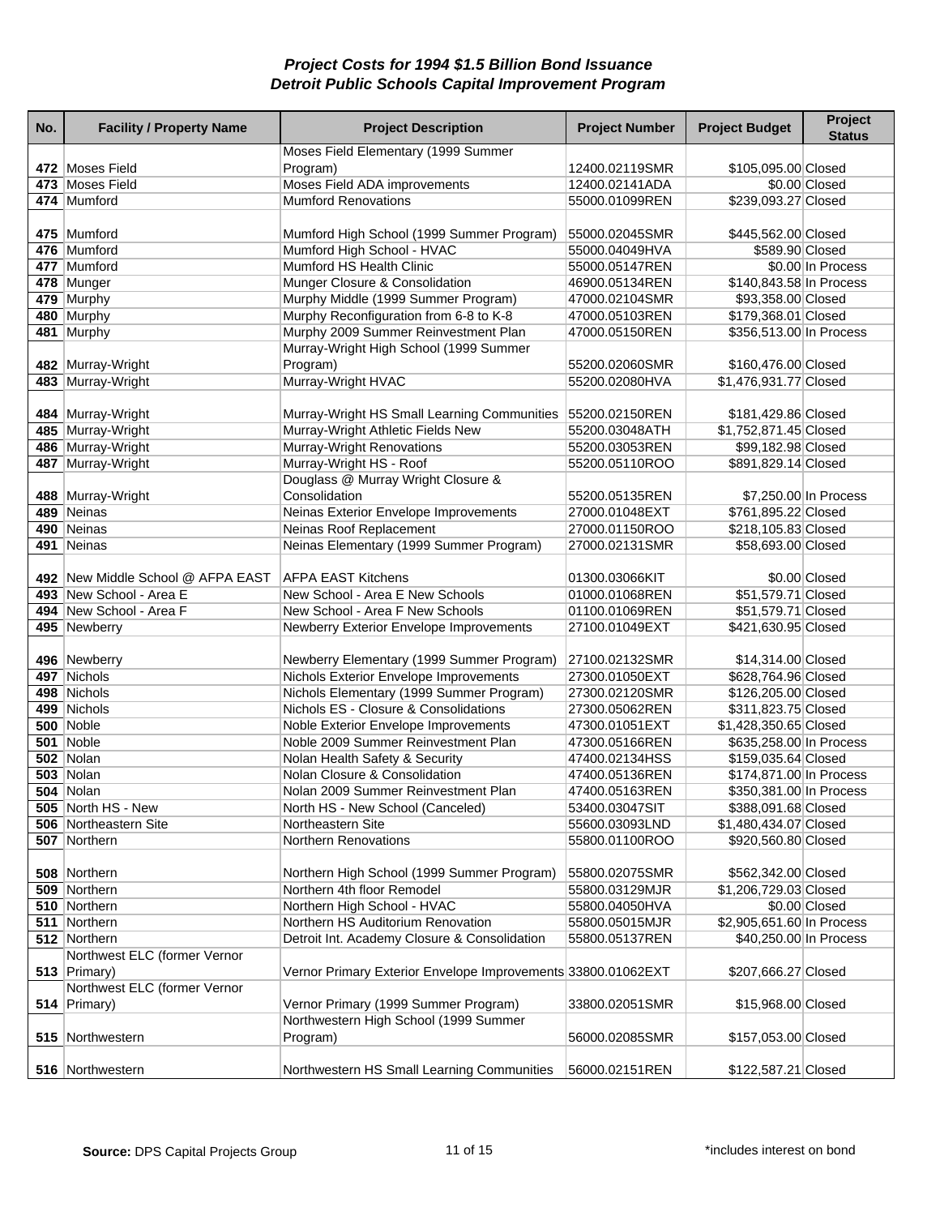# Project Costs for 1994 $1.5 Billion Bond Issuance
## Detroit Public Schools Capital Improvement Program

| No. | Facility / Property Name | Project Description | Project Number | Project Budget | Project Status |
|---|---|---|---|---|---|
| 472 | Moses Field | Moses Field Elementary (1999 Summer Program) | 12400.02119SMR | $105,095.00 | Closed |
| 473 | Moses Field | Moses Field ADA improvements | 12400.02141ADA | $0.00 | Closed |
| 474 | Mumford | Mumford Renovations | 55000.01099REN | $239,093.27 | Closed |
| 475 | Mumford | Mumford High School (1999 Summer Program) | 55000.02045SMR | $445,562.00 | Closed |
| 476 | Mumford | Mumford High School - HVAC | 55000.04049HVA | $589.90 | Closed |
| 477 | Mumford | Mumford HS Health Clinic | 55000.05147REN | $0.00 | In Process |
| 478 | Munger | Munger Closure & Consolidation | 46900.05134REN | $140,843.58 | In Process |
| 479 | Murphy | Murphy Middle (1999 Summer Program) | 47000.02104SMR | $93,358.00 | Closed |
| 480 | Murphy | Murphy Reconfiguration from 6-8 to K-8 | 47000.05103REN | $179,368.01 | Closed |
| 481 | Murphy | Murphy 2009 Summer Reinvestment Plan | 47000.05150REN | $356,513.00 | In Process |
| 482 | Murray-Wright | Murray-Wright High School (1999 Summer Program) | 55200.02060SMR | $160,476.00 | Closed |
| 483 | Murray-Wright | Murray-Wright HVAC | 55200.02080HVA | $1,476,931.77 | Closed |
| 484 | Murray-Wright | Murray-Wright HS Small Learning Communities | 55200.02150REN | $181,429.86 | Closed |
| 485 | Murray-Wright | Murray-Wright Athletic Fields New | 55200.03048ATH | $1,752,871.45 | Closed |
| 486 | Murray-Wright | Murray-Wright Renovations | 55200.03053REN | $99,182.98 | Closed |
| 487 | Murray-Wright | Murray-Wright HS - Roof | 55200.05110ROO | $891,829.14 | Closed |
| 488 | Murray-Wright | Douglass @ Murray Wright Closure & Consolidation | 55200.05135REN | $7,250.00 | In Process |
| 489 | Neinas | Neinas Exterior Envelope Improvements | 27000.01048EXT | $761,895.22 | Closed |
| 490 | Neinas | Neinas Roof Replacement | 27000.01150ROO | $218,105.83 | Closed |
| 491 | Neinas | Neinas Elementary (1999 Summer Program) | 27000.02131SMR | $58,693.00 | Closed |
| 492 | New Middle School @ AFPA EAST | AFPA EAST Kitchens | 01300.03066KIT | $0.00 | Closed |
| 493 | New School - Area E | New School - Area E New Schools | 01000.01068REN | $51,579.71 | Closed |
| 494 | New School - Area F | New School - Area F New Schools | 01100.01069REN | $51,579.71 | Closed |
| 495 | Newberry | Newberry Exterior Envelope Improvements | 27100.01049EXT | $421,630.95 | Closed |
| 496 | Newberry | Newberry Elementary (1999 Summer Program) | 27100.02132SMR | $14,314.00 | Closed |
| 497 | Nichols | Nichols Exterior Envelope Improvements | 27300.01050EXT | $628,764.96 | Closed |
| 498 | Nichols | Nichols Elementary (1999 Summer Program) | 27300.02120SMR | $126,205.00 | Closed |
| 499 | Nichols | Nichols ES - Closure & Consolidations | 27300.05062REN | $311,823.75 | Closed |
| 500 | Noble | Noble Exterior Envelope Improvements | 47300.01051EXT | $1,428,350.65 | Closed |
| 501 | Noble | Noble 2009 Summer Reinvestment Plan | 47300.05166REN | $635,258.00 | In Process |
| 502 | Nolan | Nolan Health Safety & Security | 47400.02134HSS | $159,035.64 | Closed |
| 503 | Nolan | Nolan Closure & Consolidation | 47400.05136REN | $174,871.00 | In Process |
| 504 | Nolan | Nolan 2009 Summer Reinvestment Plan | 47400.05163REN | $350,381.00 | In Process |
| 505 | North HS - New | North HS - New School (Canceled) | 53400.03047SIT | $388,091.68 | Closed |
| 506 | Northeastern Site | Northeastern Site | 55600.03093LND | $1,480,434.07 | Closed |
| 507 | Northern | Northern Renovations | 55800.01100ROO | $920,560.80 | Closed |
| 508 | Northern | Northern High School (1999 Summer Program) | 55800.02075SMR | $562,342.00 | Closed |
| 509 | Northern | Northern 4th floor Remodel | 55800.03129MJR | $1,206,729.03 | Closed |
| 510 | Northern | Northern High School - HVAC | 55800.04050HVA | $0.00 | Closed |
| 511 | Northern | Northern HS Auditorium Renovation | 55800.05015MJR | $2,905,651.60 | In Process |
| 512 | Northern | Detroit Int. Academy Closure & Consolidation | 55800.05137REN | $40,250.00 | In Process |
| 513 | Northwest ELC (former Vernor Primary) | Vernor Primary Exterior Envelope Improvements | 33800.01062EXT | $207,666.27 | Closed |
| 514 | Northwest ELC (former Vernor Primary) | Vernor Primary (1999 Summer Program) | 33800.02051SMR | $15,968.00 | Closed |
| 515 | Northwestern | Northwestern High School (1999 Summer Program) | 56000.02085SMR | $157,053.00 | Closed |
| 516 | Northwestern | Northwestern HS Small Learning Communities | 56000.02151REN | $122,587.21 | Closed |

**Source:** DPS Capital Projects Group

*includes interest on bond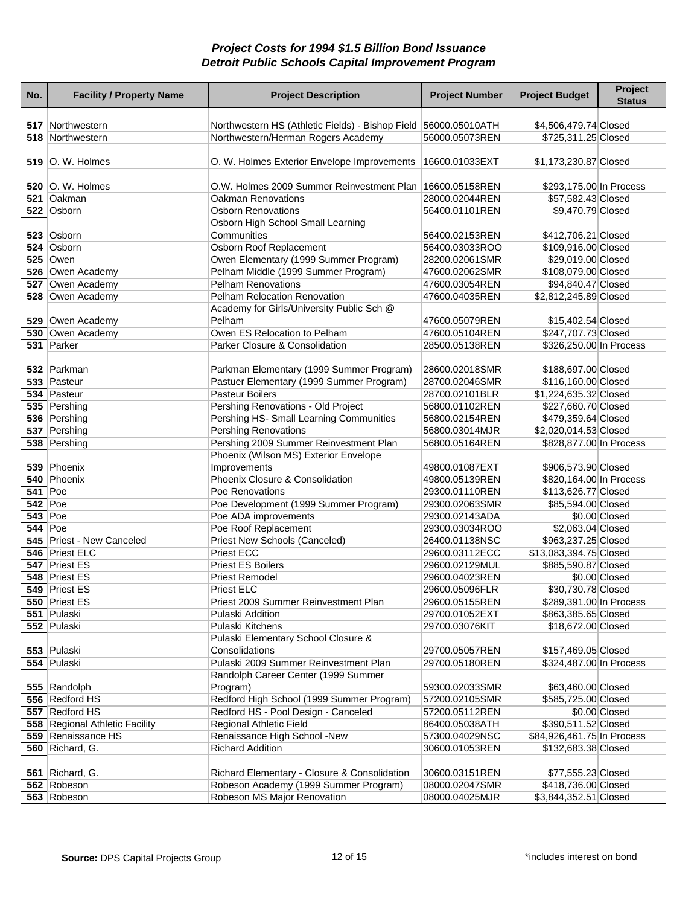# *Project Costs for 1994 $1.5 Billion Bond Issuance*
# *Detroit Public Schools Capital Improvement Program*

| No. | Facility / Property Name | Project Description | Project Number | Project Budget | Project Status |
|---|---|---|---|---|---|
| **517** | Northwestern | Northwestern HS (Athletic Fields) - Bishop Field | 56000.05010ATH | $4,506,479.74 | Closed |
| **518** | Northwestern | Northwestern/Herman Rogers Academy | 56000.05073REN | $725,311.25 | Closed |
| **519** | O. W. Holmes | O. W. Holmes Exterior Envelope Improvements | 16600.01033EXT | $1,173,230.87 | Closed |
| **520** | O. W. Holmes | O.W. Holmes 2009 Summer Reinvestment Plan | 16600.05158REN | $293,175.00 | In Process |
| **521** | Oakman | Oakman Renovations | 28000.02044REN | $57,582.43 | Closed |
| **522** | Osborn | Osborn Renovations | 56400.01101REN | $9,470.79 | Closed |
| **523** | Osborn | Osborn High School Small Learning Communities | 56400.02153REN | $412,706.21 | Closed |
| **524** | Osborn | Osborn Roof Replacement | 56400.03033ROO | $109,916.00 | Closed |
| **525** | Owen | Owen Elementary (1999 Summer Program) | 28200.02061SMR | $29,019.00 | Closed |
| **526** | Owen Academy | Pelham Middle (1999 Summer Program) | 47600.02062SMR | $108,079.00 | Closed |
| **527** | Owen Academy | Pelham Renovations | 47600.03054REN | $94,840.47 | Closed |
| **528** | Owen Academy | Pelham Relocation Renovation | 47600.04035REN | $2,812,245.89 | Closed |
| **529** | Owen Academy | Academy for Girls/University Public Sch @ Pelham | 47600.05079REN | $15,402.54 | Closed |
| **530** | Owen Academy | Owen ES Relocation to Pelham | 47600.05104REN | $247,707.73 | Closed |
| **531** | Parker | Parker Closure & Consolidation | 28500.05138REN | $326,250.00 | In Process |
| **532** | Parkman | Parkman Elementary (1999 Summer Program) | 28600.02018SMR | $188,697.00 | Closed |
| **533** | Pasteur | Pastuer Elementary (1999 Summer Program) | 28700.02046SMR | $116,160.00 | Closed |
| **534** | Pasteur | Pasteur Boilers | 28700.02101BLR | $1,224,635.32 | Closed |
| **535** | Pershing | Pershing Renovations - Old Project | 56800.01102REN | $227,660.70 | Closed |
| **536** | Pershing | Pershing HS- Small Learning Communities | 56800.02154REN | $479,359.64 | Closed |
| **537** | Pershing | Pershing Renovations | 56800.03014MJR | $2,020,014.53 | Closed |
| **538** | Pershing | Pershing 2009 Summer Reinvestment Plan | 56800.05164REN | $828,877.00 | In Process |
| **539** | Phoenix | Phoenix (Wilson MS) Exterior Envelope Improvements | 49800.01087EXT | $906,573.90 | Closed |
| **540** | Phoenix | Phoenix Closure & Consolidation | 49800.05139REN | $820,164.00 | In Process |
| **541** | Poe | Poe Renovations | 29300.01110REN | $113,626.77 | Closed |
| **542** | Poe | Poe Development (1999 Summer Program) | 29300.02063SMR | $85,594.00 | Closed |
| **543** | Poe | Poe ADA improvements | 29300.02143ADA | $0.00 | Closed |
| **544** | Poe | Poe Roof Replacement | 29300.03034ROO | $2,063.04 | Closed |
| **545** | Priest - New Canceled | Priest New Schools (Canceled) | 26400.01138NSC | $963,237.25 | Closed |
| **546** | Priest ELC | Priest ECC | 29600.03112ECC | $13,083,394.75 | Closed |
| **547** | Priest ES | Priest ES Boilers | 29600.02129MUL | $885,590.87 | Closed |
| **548** | Priest ES | Priest Remodel | 29600.04023REN | $0.00 | Closed |
| **549** | Priest ES | Priest ELC | 29600.05096FLR | $30,730.78 | Closed |
| **550** | Priest ES | Priest 2009 Summer Reinvestment Plan | 29600.05155REN | $289,391.00 | In Process |
| **551** | Pulaski | Pulaski Addition | 29700.01052EXT | $863,385.65 | Closed |
| **552** | Pulaski | Pulaski Kitchens | 29700.03076KIT | $18,672.00 | Closed |
| **553** | Pulaski | Pulaski Elementary School Closure & Consolidations | 29700.05057REN | $157,469.05 | Closed |
| **554** | Pulaski | Pulaski 2009 Summer Reinvestment Plan | 29700.05180REN | $324,487.00 | In Process |
| **555** | Randolph | Randolph Career Center (1999 Summer Program) | 59300.02033SMR | $63,460.00 | Closed |
| **556** | Redford HS | Redford High School (1999 Summer Program) | 57200.02105SMR | $585,725.00 | Closed |
| **557** | Redford HS | Redford HS - Pool Design - Canceled | 57200.05112REN | $0.00 | Closed |
| **558** | Regional Athletic Facility | Regional Athletic Field | 86400.05038ATH | $390,511.52 | Closed |
| **559** | Renaissance HS | Renaissance High School -New | 57300.04029NSC | $84,926,461.75 | In Process |
| **560** | Richard, G. | Richard Addition | 30600.01053REN | $132,683.38 | Closed |
| **561** | Richard, G. | Richard Elementary - Closure & Consolidation | 30600.03151REN | $77,555.23 | Closed |
| **562** | Robeson | Robeson Academy (1999 Summer Program) | 08000.02047SMR | $418,736.00 | Closed |
| **563** | Robeson | Robeson MS Major Renovation | 08000.04025MJR | $3,844,352.51 | Closed |

**Source:** DPS Capital Projects Group

*includes interest on bond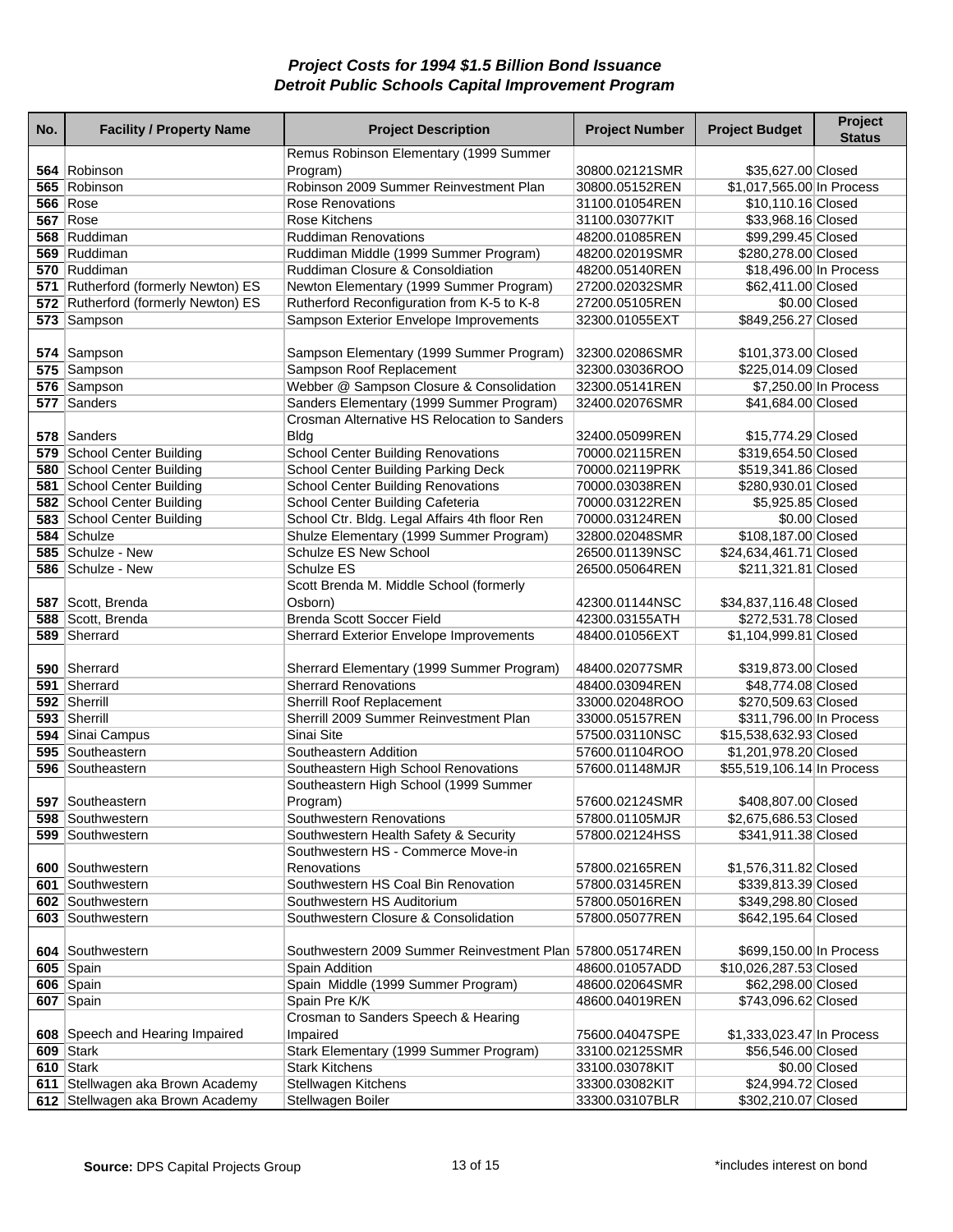# Project Costs for 1994 $1.5 Billion Bond Issuance
## Detroit Public Schools Capital Improvement Program

| No. | Facility / Property Name | Project Description | Project Number | Project Budget | Project Status |
|---|---|---|---|---|---|
| 564 | Robinson | Remus Robinson Elementary (1999 Summer Program) | 30800.02121SMR | $35,627.00 | Closed |
| 565 | Robinson | Robinson 2009 Summer Reinvestment Plan | 30800.05152REN | $1,017,565.00 | In Process |
| 566 | Rose | Rose Renovations | 31100.01054REN | $10,110.16 | Closed |
| 567 | Rose | Rose Kitchens | 31100.03077KIT | $33,968.16 | Closed |
| 568 | Ruddiman | Ruddiman Renovations | 48200.01085REN | $99,299.45 | Closed |
| 569 | Ruddiman | Ruddiman Middle (1999 Summer Program) | 48200.02019SMR | $280,278.00 | Closed |
| 570 | Ruddiman | Ruddiman Closure & Consoldiation | 48200.05140REN | $18,496.00 | In Process |
| 571 | Rutherford (formerly Newton) ES | Newton Elementary (1999 Summer Program) | 27200.02032SMR | $62,411.00 | Closed |
| 572 | Rutherford (formerly Newton) ES | Rutherford Reconfiguration from K-5 to K-8 | 27200.05105REN | $0.00 | Closed |
| 573 | Sampson | Sampson Exterior Envelope Improvements | 32300.01055EXT | $849,256.27 | Closed |
| 574 | Sampson | Sampson Elementary (1999 Summer Program) | 32300.02086SMR | $101,373.00 | Closed |
| 575 | Sampson | Sampson Roof Replacement | 32300.03036ROO | $225,014.09 | Closed |
| 576 | Sampson | Webber @ Sampson Closure & Consolidation | 32300.05141REN | $7,250.00 | In Process |
| 577 | Sanders | Sanders Elementary (1999 Summer Program) | 32400.02076SMR | $41,684.00 | Closed |
| 578 | Sanders | Crosman Alternative HS Relocation to Sanders Bldg | 32400.05099REN | $15,774.29 | Closed |
| 579 | School Center Building | School Center Building Renovations | 70000.02115REN | $319,654.50 | Closed |
| 580 | School Center Building | School Center Building Parking Deck | 70000.02119PRK | $519,341.86 | Closed |
| 581 | School Center Building | School Center Building Renovations | 70000.03038REN | $280,930.01 | Closed |
| 582 | School Center Building | School Center Building Cafeteria | 70000.03122REN | $5,925.85 | Closed |
| 583 | School Center Building | School Ctr. Bldg. Legal Affairs 4th floor Ren | 70000.03124REN | $0.00 | Closed |
| 584 | Schulze | Shulze Elementary (1999 Summer Program) | 32800.02048SMR | $108,187.00 | Closed |
| 585 | Schulze - New | Schulze ES New School | 26500.01139NSC | $24,634,461.71 | Closed |
| 586 | Schulze - New | Schulze ES | 26500.05064REN | $211,321.81 | Closed |
| 587 | Scott, Brenda | Scott Brenda M. Middle School (formerly Osborn) | 42300.01144NSC | $34,837,116.48 | Closed |
| 588 | Scott, Brenda | Brenda Scott Soccer Field | 42300.03155ATH | $272,531.78 | Closed |
| 589 | Sherrard | Sherrard Exterior Envelope Improvements | 48400.01056EXT | $1,104,999.81 | Closed |
| 590 | Sherrard | Sherrard Elementary (1999 Summer Program) | 48400.02077SMR | $319,873.00 | Closed |
| 591 | Sherrard | Sherrard Renovations | 48400.03094REN | $48,774.08 | Closed |
| 592 | Sherrill | Sherrill Roof Replacement | 33000.02048ROO | $270,509.63 | Closed |
| 593 | Sherrill | Sherrill 2009 Summer Reinvestment Plan | 33000.05157REN | $311,796.00 | In Process |
| 594 | Sinai Campus | Sinai Site | 57500.03110NSC | $15,538,632.93 | Closed |
| 595 | Southeastern | Southeastern Addition | 57600.01104ROO | $1,201,978.20 | Closed |
| 596 | Southeastern | Southeastern High School Renovations | 57600.01148MJR | $55,519,106.14 | In Process |
| 597 | Southeastern | Southeastern High School (1999 Summer Program) | 57600.02124SMR | $408,807.00 | Closed |
| 598 | Southwestern | Southwestern Renovations | 57800.01105MJR | $2,675,686.53 | Closed |
| 599 | Southwestern | Southwestern Health Safety & Security | 57800.02124HSS | $341,911.38 | Closed |
| 600 | Southwestern | Southwestern HS - Commerce Move-in Renovations | 57800.02165REN | $1,576,311.82 | Closed |
| 601 | Southwestern | Southwestern HS Coal Bin Renovation | 57800.03145REN | $339,813.39 | Closed |
| 602 | Southwestern | Southwestern HS Auditorium | 57800.05016REN | $349,298.80 | Closed |
| 603 | Southwestern | Southwestern Closure & Consolidation | 57800.05077REN | $642,195.64 | Closed |
| 604 | Southwestern | Southwestern 2009 Summer Reinvestment Plan | 57800.05174REN | $699,150.00 | In Process |
| 605 | Spain | Spain Addition | 48600.01057ADD | $10,026,287.53 | Closed |
| 606 | Spain | Spain  Middle (1999 Summer Program) | 48600.02064SMR | $62,298.00 | Closed |
| 607 | Spain | Spain Pre K/K | 48600.04019REN | $743,096.62 | Closed |
| 608 | Speech and Hearing Impaired | Crosman to Sanders Speech & Hearing Impaired | 75600.04047SPE | $1,333,023.47 | In Process |
| 609 | Stark | Stark Elementary (1999 Summer Program) | 33100.02125SMR | $56,546.00 | Closed |
| 610 | Stark | Stark Kitchens | 33100.03078KIT | $0.00 | Closed |
| 611 | Stellwagen aka Brown Academy | Stellwagen Kitchens | 33300.03082KIT | $24,994.72 | Closed |
| 612 | Stellwagen aka Brown Academy | Stellwagen Boiler | 33300.03107BLR | $302,210.07 | Closed |

**Source:** DPS Capital Projects Group

*includes interest on bond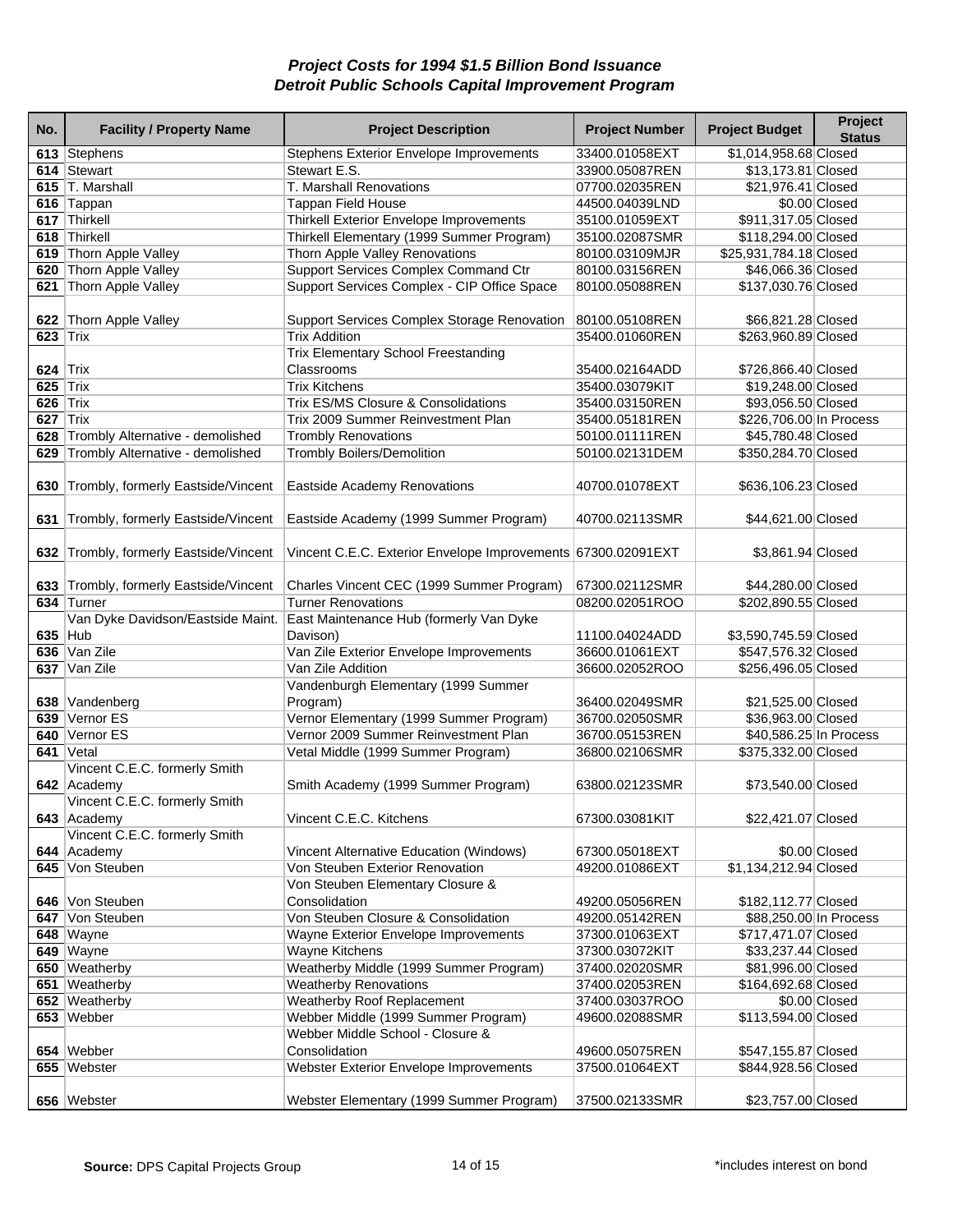# *Project Costs for 1994 $1.5 Billion Bond Issuance*
# *Detroit Public Schools Capital Improvement Program*

| No. | Facility / Property Name | Project Description | Project Number | Project Budget | Project Status |
|---|---|---|---|---|---|
| 613 | Stephens | Stephens Exterior Envelope Improvements | 33400.01058EXT | $1,014,958.68 | Closed |
| 614 | Stewart | Stewart E.S. | 33900.05087REN | $13,173.81 | Closed |
| 615 | T. Marshall | T. Marshall Renovations | 07700.02035REN | $21,976.41 | Closed |
| 616 | Tappan | Tappan Field House | 44500.04039LND | $0.00 | Closed |
| 617 | Thirkell | Thirkell Exterior Envelope Improvements | 35100.01059EXT | $911,317.05 | Closed |
| 618 | Thirkell | Thirkell Elementary (1999 Summer Program) | 35100.02087SMR | $118,294.00 | Closed |
| 619 | Thorn Apple Valley | Thorn Apple Valley Renovations | 80100.03109MJR | $25,931,784.18 | Closed |
| 620 | Thorn Apple Valley | Support Services Complex Command Ctr | 80100.03156REN | $46,066.36 | Closed |
| 621 | Thorn Apple Valley | Support Services Complex - CIP Office Space | 80100.05088REN | $137,030.76 | Closed |
| 622 | Thorn Apple Valley | Support Services Complex Storage Renovation | 80100.05108REN | $66,821.28 | Closed |
| 623 | Trix | Trix Addition | 35400.01060REN | $263,960.89 | Closed |
| 624 | Trix | Trix Elementary School Freestanding Classrooms | 35400.02164ADD | $726,866.40 | Closed |
| 625 | Trix | Trix Kitchens | 35400.03079KIT | $19,248.00 | Closed |
| 626 | Trix | Trix ES/MS Closure & Consolidations | 35400.03150REN | $93,056.50 | Closed |
| 627 | Trix | Trix 2009 Summer Reinvestment Plan | 35400.05181REN | $226,706.00 | In Process |
| 628 | Trombly Alternative - demolished | Trombly Renovations | 50100.01111REN | $45,780.48 | Closed |
| 629 | Trombly Alternative - demolished | Trombly Boilers/Demolition | 50100.02131DEM | $350,284.70 | Closed |
| 630 | Trombly, formerly Eastside/Vincent | Eastside Academy Renovations | 40700.01078EXT | $636,106.23 | Closed |
| 631 | Trombly, formerly Eastside/Vincent | Eastside Academy (1999 Summer Program) | 40700.02113SMR | $44,621.00 | Closed |
| 632 | Trombly, formerly Eastside/Vincent | Vincent C.E.C. Exterior Envelope Improvements | 67300.02091EXT | $3,861.94 | Closed |
| 633 | Trombly, formerly Eastside/Vincent | Charles Vincent CEC (1999 Summer Program) | 67300.02112SMR | $44,280.00 | Closed |
| 634 | Turner | Turner Renovations | 08200.02051ROO | $202,890.55 | Closed |
| 635 | Van Dyke Davidson/Eastside Maint. Hub | East Maintenance Hub (formerly Van Dyke Davison) | 11100.04024ADD | $3,590,745.59 | Closed |
| 636 | Van Zile | Van Zile Exterior Envelope Improvements | 36600.01061EXT | $547,576.32 | Closed |
| 637 | Van Zile | Van Zile Addition | 36600.02052ROO | $256,496.05 | Closed |
| 638 | Vandenberg | Vandenburgh Elementary (1999 Summer Program) | 36400.02049SMR | $21,525.00 | Closed |
| 639 | Vernor ES | Vernor Elementary (1999 Summer Program) | 36700.02050SMR | $36,963.00 | Closed |
| 640 | Vernor ES | Vernor 2009 Summer Reinvestment Plan | 36700.05153REN | $40,586.25 | In Process |
| 641 | Vetal | Vetal Middle (1999 Summer Program) | 36800.02106SMR | $375,332.00 | Closed |
| 642 | Vincent C.E.C. formerly Smith Academy | Smith Academy (1999 Summer Program) | 63800.02123SMR | $73,540.00 | Closed |
| 643 | Vincent C.E.C. formerly Smith Academy | Vincent C.E.C. Kitchens | 67300.03081KIT | $22,421.07 | Closed |
| 644 | Vincent C.E.C. formerly Smith Academy | Vincent Alternative Education (Windows) | 67300.05018EXT | $0.00 | Closed |
| 645 | Von Steuben | Von Steuben Exterior Renovation | 49200.01086EXT | $1,134,212.94 | Closed |
| 646 | Von Steuben | Von Steuben Elementary Closure & Consolidation | 49200.05056REN | $182,112.77 | Closed |
| 647 | Von Steuben | Von Steuben Closure & Consolidation | 49200.05142REN | $88,250.00 | In Process |
| 648 | Wayne | Wayne Exterior Envelope Improvements | 37300.01063EXT | $717,471.07 | Closed |
| 649 | Wayne | Wayne Kitchens | 37300.03072KIT | $33,237.44 | Closed |
| 650 | Weatherby | Weatherby Middle (1999 Summer Program) | 37400.02020SMR | $81,996.00 | Closed |
| 651 | Weatherby | Weatherby Renovations | 37400.02053REN | $164,692.68 | Closed |
| 652 | Weatherby | Weatherby Roof Replacement | 37400.03037ROO | $0.00 | Closed |
| 653 | Webber | Webber Middle (1999 Summer Program) | 49600.02088SMR | $113,594.00 | Closed |
| 654 | Webber | Webber Middle School - Closure & Consolidation | 49600.05075REN | $547,155.87 | Closed |
| 655 | Webster | Webster Exterior Envelope Improvements | 37500.01064EXT | $844,928.56 | Closed |
| 656 | Webster | Webster Elementary (1999 Summer Program) | 37500.02133SMR | $23,757.00 | Closed |

**Source:** DPS Capital Projects Group

*includes interest on bond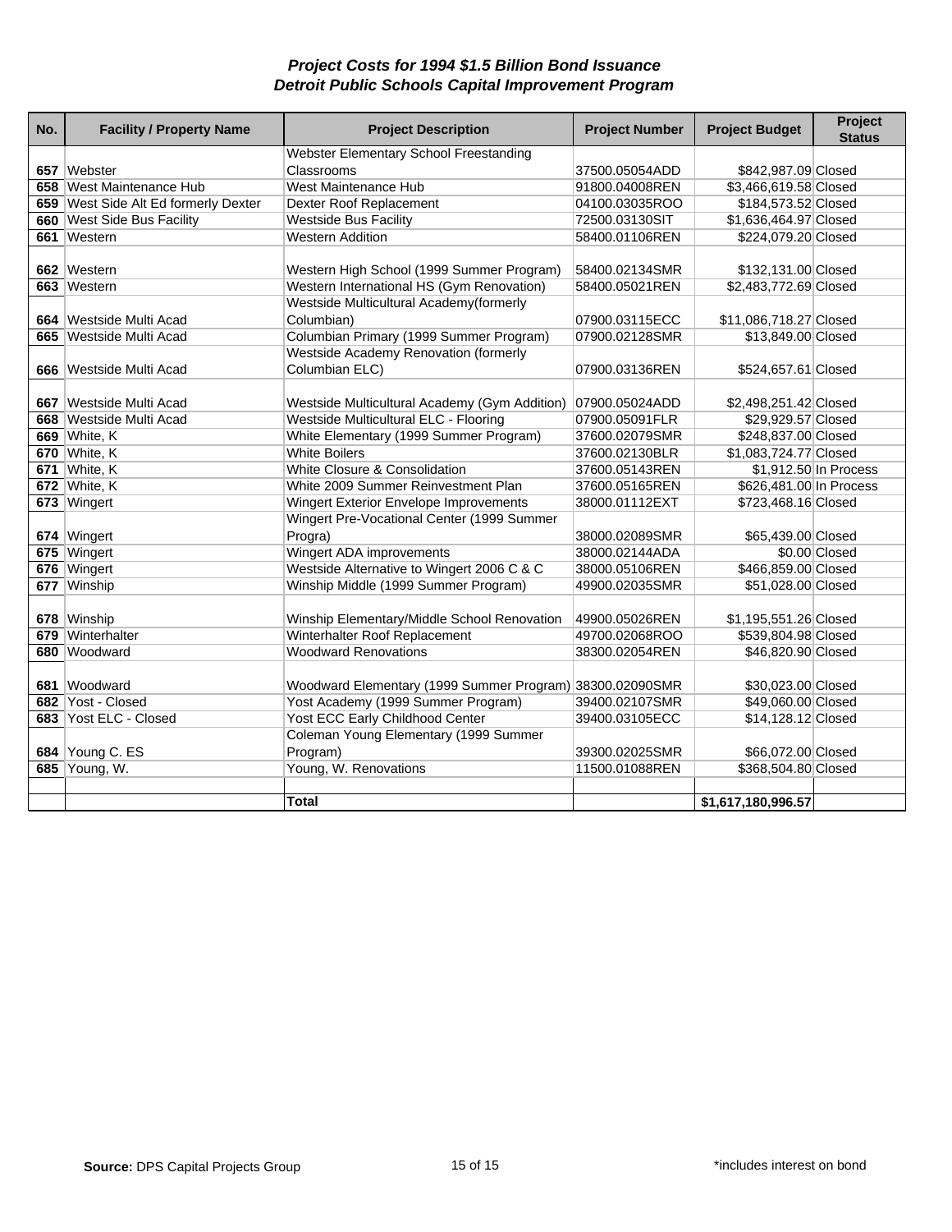***Project Costs for 1994 $1.5 Billion Bond Issuance***
***Detroit Public Schools Capital Improvement Program***

| No. | Facility / Property Name | Project Description | Project Number | Project Budget | Project Status |
|---|---|---|---|---|---|
| 657 | Webster | Webster Elementary School Freestanding Classrooms | 37500.05054ADD | $842,987.09 | Closed |
| 658 | West Maintenance Hub | West Maintenance Hub | 91800.04008REN | $3,466,619.58 | Closed |
| 659 | West Side Alt Ed formerly Dexter | Dexter Roof Replacement | 04100.03035ROO | $184,573.52 | Closed |
| 660 | West Side Bus Facility | Westside Bus Facility | 72500.03130SIT | $1,636,464.97 | Closed |
| 661 | Western | Western Addition | 58400.01106REN | $224,079.20 | Closed |
| 662 | Western | Western High School (1999 Summer Program) | 58400.02134SMR | $132,131.00 | Closed |
| 663 | Western | Western International HS (Gym Renovation) | 58400.05021REN | $2,483,772.69 | Closed |
| 664 | Westside Multi Acad | Westside Multicultural Academy(formerly Columbian) | 07900.03115ECC | $11,086,718.27 | Closed |
| 665 | Westside Multi Acad | Columbian Primary (1999 Summer Program) | 07900.02128SMR | $13,849.00 | Closed |
| 666 | Westside Multi Acad | Westside Academy Renovation (formerly Columbian ELC) | 07900.03136REN | $524,657.61 | Closed |
| 667 | Westside Multi Acad | Westside Multicultural Academy (Gym Addition) | 07900.05024ADD | $2,498,251.42 | Closed |
| 668 | Westside Multi Acad | Westside Multicultural ELC - Flooring | 07900.05091FLR | $29,929.57 | Closed |
| 669 | White, K | White Elementary (1999 Summer Program) | 37600.02079SMR | $248,837.00 | Closed |
| 670 | White, K | White Boilers | 37600.02130BLR | $1,083,724.77 | Closed |
| 671 | White, K | White Closure & Consolidation | 37600.05143REN | $1,912.50 | In Process |
| 672 | White, K | White 2009 Summer Reinvestment Plan | 37600.05165REN | $626,481.00 | In Process |
| 673 | Wingert | Wingert Exterior Envelope Improvements | 38000.01112EXT | $723,468.16 | Closed |
| 674 | Wingert | Wingert Pre-Vocational Center (1999 Summer Progra) | 38000.02089SMR | $65,439.00 | Closed |
| 675 | Wingert | Wingert ADA improvements | 38000.02144ADA | $0.00 | Closed |
| 676 | Wingert | Westside Alternative to Wingert 2006 C & C | 38000.05106REN | $466,859.00 | Closed |
| 677 | Winship | Winship Middle (1999 Summer Program) | 49900.02035SMR | $51,028.00 | Closed |
| 678 | Winship | Winship Elementary/Middle School Renovation | 49900.05026REN | $1,195,551.26 | Closed |
| 679 | Winterhalter | Winterhalter Roof Replacement | 49700.02068ROO | $539,804.98 | Closed |
| 680 | Woodward | Woodward Renovations | 38300.02054REN | $46,820.90 | Closed |
| 681 | Woodward | Woodward Elementary (1999 Summer Program) | 38300.02090SMR | $30,023.00 | Closed |
| 682 | Yost - Closed | Yost Academy (1999 Summer Program) | 39400.02107SMR | $49,060.00 | Closed |
| 683 | Yost ELC - Closed | Yost ECC Early Childhood Center | 39400.03105ECC | $14,128.12 | Closed |
| 684 | Young C. ES | Coleman Young Elementary (1999 Summer Program) | 39300.02025SMR | $66,072.00 | Closed |
| 685 | Young, W. | Young, W. Renovations | 11500.01088REN | $368,504.80 | Closed |
| | | | | | |
| | | **Total** | | **$1,617,180,996.57** | |

**Source:** DPS Capital Projects Group

*includes interest on bond